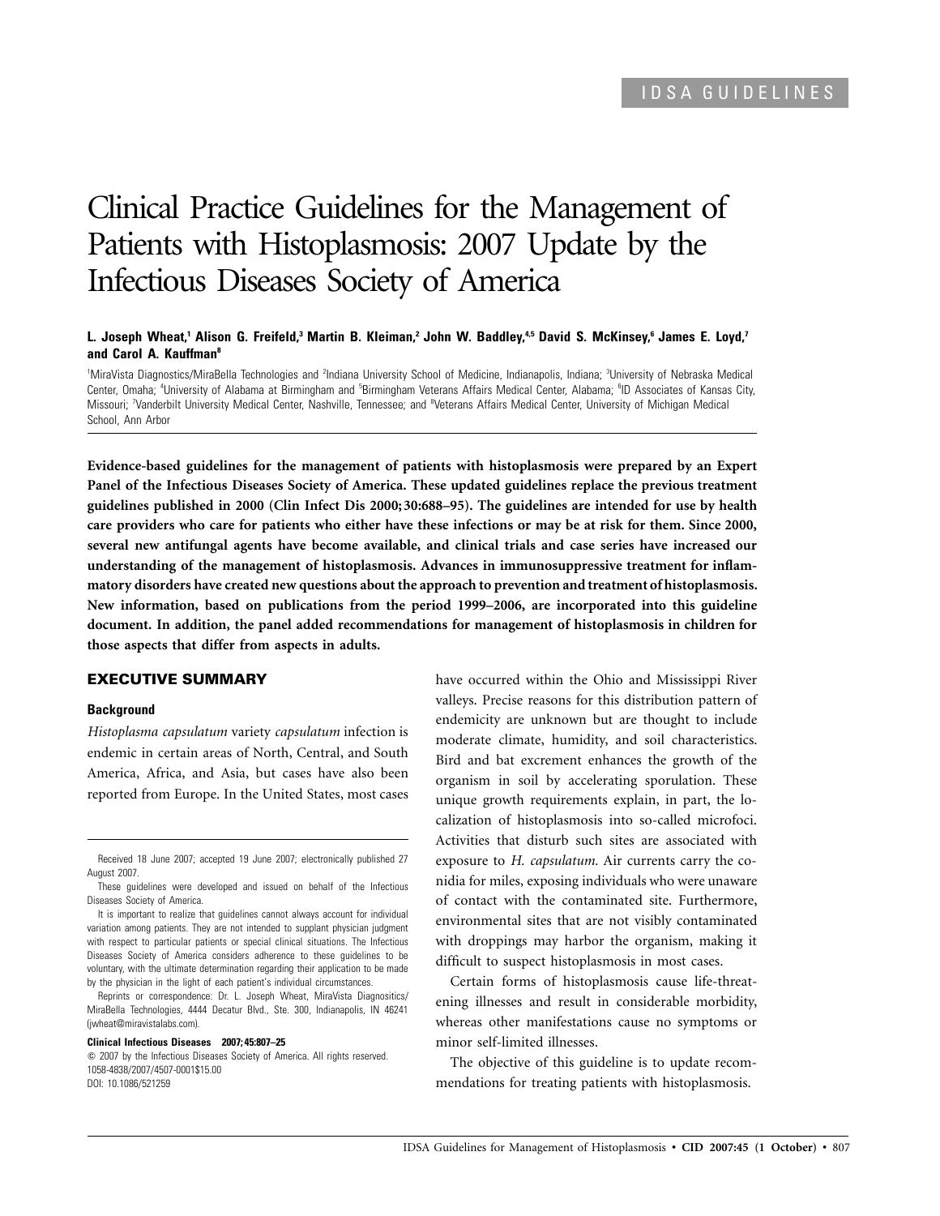IDSA GUIDELINES

# Clinical Practice Guidelines for the Management of Patients with Histoplasmosis: 2007 Update by the Infectious Diseases Society of America

**L. Joseph Wheat,[1] Alison G. Freifeld,[3] Martin B. Kleiman,[2] John W. Baddley,[4,5] David S. McKinsey,[6] James E. Loyd,[7] and Carol A. Kauffman[8]**

[1]MiraVista Diagnostics/MiraBella Technologies and [2]Indiana University School of Medicine, Indianapolis, Indiana; [3]University of Nebraska Medical Center, Omaha; [4]University of Alabama at Birmingham and [5]Birmingham Veterans Affairs Medical Center, Alabama; [6]ID Associates of Kansas City, Missouri; [7]Vanderbilt University Medical Center, Nashville, Tennessee; and [8]Veterans Affairs Medical Center, University of Michigan Medical School, Ann Arbor

**Evidence-based guidelines for the management of patients with histoplasmosis were prepared by an Expert Panel of the Infectious Diseases Society of America. These updated guidelines replace the previous treatment guidelines published in 2000 (Clin Infect Dis 2000; 30:688–95). The guidelines are intended for use by health care providers who care for patients who either have these infections or may be at risk for them. Since 2000, several new antifungal agents have become available, and clinical trials and case series have increased our understanding of the management of histoplasmosis. Advances in immunosuppressive treatment for inflammatory disorders have created new questions about the approach to prevention and treatment of histoplasmosis. New information, based on publications from the period 1999–2006, are incorporated into this guideline document. In addition, the panel added recommendations for management of histoplasmosis in children for those aspects that differ from aspects in adults.**

## EXECUTIVE SUMMARY

### Background

*Histoplasma capsulatum* variety *capsulatum* infection is endemic in certain areas of North, Central, and South America, Africa, and Asia, but cases have also been reported from Europe. In the United States, most cases have occurred within the Ohio and Mississippi River valleys. Precise reasons for this distribution pattern of endemicity are unknown but are thought to include moderate climate, humidity, and soil characteristics. Bird and bat excrement enhances the growth of the organism in soil by accelerating sporulation. These unique growth requirements explain, in part, the localization of histoplasmosis into so-called microfoci. Activities that disturb such sites are associated with exposure to *H. capsulatum.* Air currents carry the conidia for miles, exposing individuals who were unaware of contact with the contaminated site. Furthermore, environmental sites that are not visibly contaminated with droppings may harbor the organism, making it difficult to suspect histoplasmosis in most cases.

Certain forms of histoplasmosis cause life-threatening illnesses and result in considerable morbidity, whereas other manifestations cause no symptoms or minor self-limited illnesses.

The objective of this guideline is to update recommendations for treating patients with histoplasmosis.

---

Received 18 June 2007; accepted 19 June 2007; electronically published 27 August 2007.

These guidelines were developed and issued on behalf of the Infectious Diseases Society of America.

It is important to realize that guidelines cannot always account for individual variation among patients. They are not intended to supplant physician judgment with respect to particular patients or special clinical situations. The Infectious Diseases Society of America considers adherence to these guidelines to be voluntary, with the ultimate determination regarding their application to be made by the physician in the light of each patient's individual circumstances.

Reprints or correspondence: Dr. L. Joseph Wheat, MiraVista Diagnositics/MiraBella Technologies, 4444 Decatur Blvd., Ste. 300, Indianapolis, IN 46241 (jwheat@miravistalabs.com).

**Clinical Infectious Diseases 2007; 45:807–25**

© 2007 by the Infectious Diseases Society of America. All rights reserved.
1058-4838/2007/4507-0001$15.00
DOI: 10.1086/521259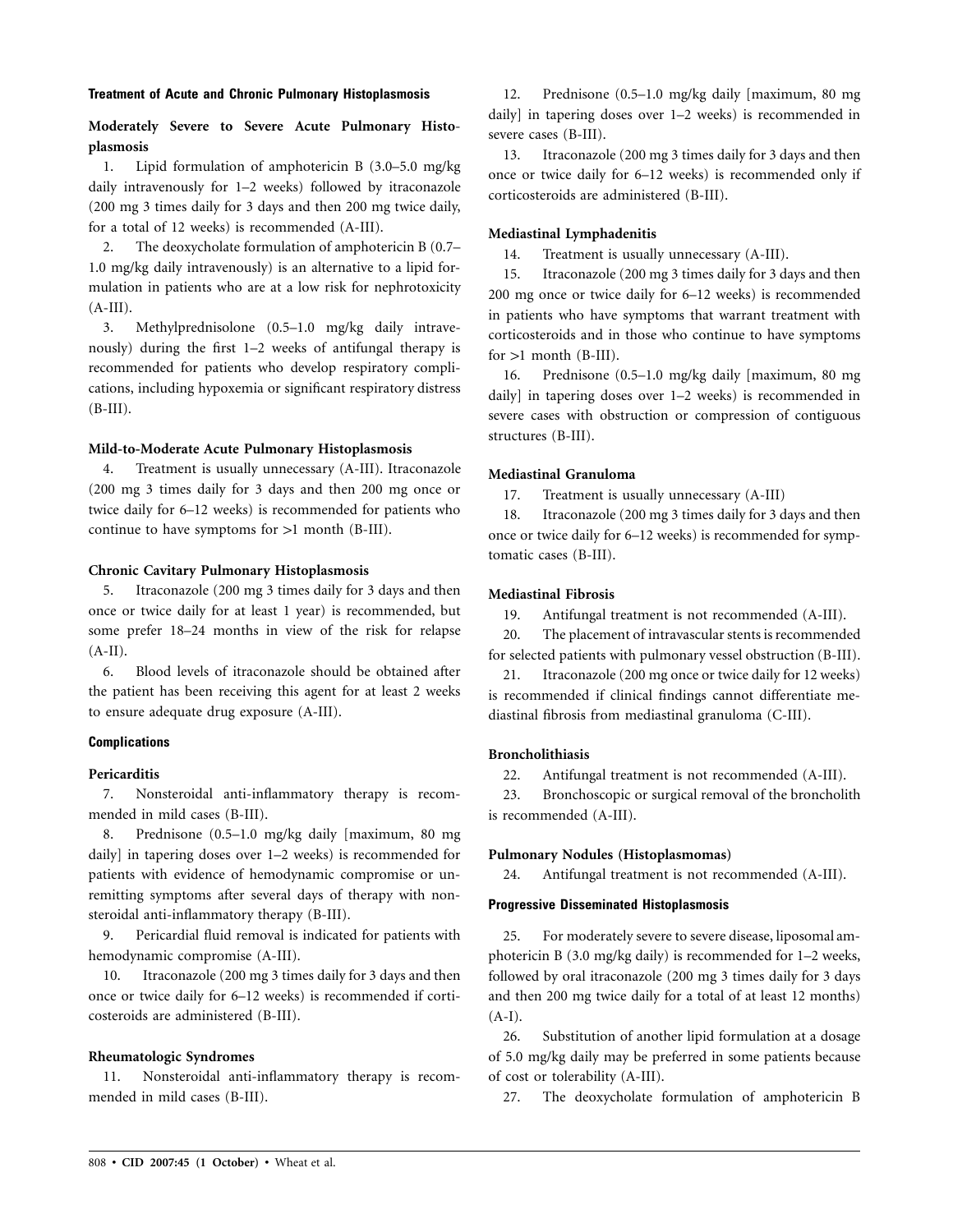## Treatment of Acute and Chronic Pulmonary Histoplasmosis

### Moderately Severe to Severe Acute Pulmonary Histoplasmosis

1. Lipid formulation of amphotericin B (3.0–5.0 mg/kg daily intravenously for 1–2 weeks) followed by itraconazole (200 mg 3 times daily for 3 days and then 200 mg twice daily, for a total of 12 weeks) is recommended (A-III).

2. The deoxycholate formulation of amphotericin B (0.7–1.0 mg/kg daily intravenously) is an alternative to a lipid formulation in patients who are at a low risk for nephrotoxicity (A-III).

3. Methylprednisolone (0.5–1.0 mg/kg daily intravenously) during the first 1–2 weeks of antifungal therapy is recommended for patients who develop respiratory complications, including hypoxemia or significant respiratory distress (B-III).

### Mild-to-Moderate Acute Pulmonary Histoplasmosis

4. Treatment is usually unnecessary (A-III). Itraconazole (200 mg 3 times daily for 3 days and then 200 mg once or twice daily for 6–12 weeks) is recommended for patients who continue to have symptoms for >1 month (B-III).

### Chronic Cavitary Pulmonary Histoplasmosis

5. Itraconazole (200 mg 3 times daily for 3 days and then once or twice daily for at least 1 year) is recommended, but some prefer 18–24 months in view of the risk for relapse (A-II).

6. Blood levels of itraconazole should be obtained after the patient has been receiving this agent for at least 2 weeks to ensure adequate drug exposure (A-III).

## Complications

### Pericarditis

7. Nonsteroidal anti-inflammatory therapy is recommended in mild cases (B-III).

8. Prednisone (0.5–1.0 mg/kg daily [maximum, 80 mg daily] in tapering doses over 1–2 weeks) is recommended for patients with evidence of hemodynamic compromise or unremitting symptoms after several days of therapy with nonsteroidal anti-inflammatory therapy (B-III).

9. Pericardial fluid removal is indicated for patients with hemodynamic compromise (A-III).

10. Itraconazole (200 mg 3 times daily for 3 days and then once or twice daily for 6–12 weeks) is recommended if corticosteroids are administered (B-III).

### Rheumatologic Syndromes

11. Nonsteroidal anti-inflammatory therapy is recommended in mild cases (B-III).

12. Prednisone (0.5–1.0 mg/kg daily [maximum, 80 mg daily] in tapering doses over 1–2 weeks) is recommended in severe cases (B-III).

13. Itraconazole (200 mg 3 times daily for 3 days and then once or twice daily for 6–12 weeks) is recommended only if corticosteroids are administered (B-III).

### Mediastinal Lymphadenitis

14. Treatment is usually unnecessary (A-III).

15. Itraconazole (200 mg 3 times daily for 3 days and then 200 mg once or twice daily for 6–12 weeks) is recommended in patients who have symptoms that warrant treatment with corticosteroids and in those who continue to have symptoms for >1 month (B-III).

16. Prednisone (0.5–1.0 mg/kg daily [maximum, 80 mg daily] in tapering doses over 1–2 weeks) is recommended in severe cases with obstruction or compression of contiguous structures (B-III).

### Mediastinal Granuloma

17. Treatment is usually unnecessary (A-III)

18. Itraconazole (200 mg 3 times daily for 3 days and then once or twice daily for 6–12 weeks) is recommended for symptomatic cases (B-III).

### Mediastinal Fibrosis

19. Antifungal treatment is not recommended (A-III).

20. The placement of intravascular stents is recommended for selected patients with pulmonary vessel obstruction (B-III).

21. Itraconazole (200 mg once or twice daily for 12 weeks) is recommended if clinical findings cannot differentiate mediastinal fibrosis from mediastinal granuloma (C-III).

### Broncholithiasis

22. Antifungal treatment is not recommended (A-III).

23. Bronchoscopic or surgical removal of the broncholith is recommended (A-III).

### Pulmonary Nodules (Histoplasmomas)

24. Antifungal treatment is not recommended (A-III).

## Progressive Disseminated Histoplasmosis

25. For moderately severe to severe disease, liposomal amphotericin B (3.0 mg/kg daily) is recommended for 1–2 weeks, followed by oral itraconazole (200 mg 3 times daily for 3 days and then 200 mg twice daily for a total of at least 12 months) (A-I).

26. Substitution of another lipid formulation at a dosage of 5.0 mg/kg daily may be preferred in some patients because of cost or tolerability (A-III).

27. The deoxycholate formulation of amphotericin B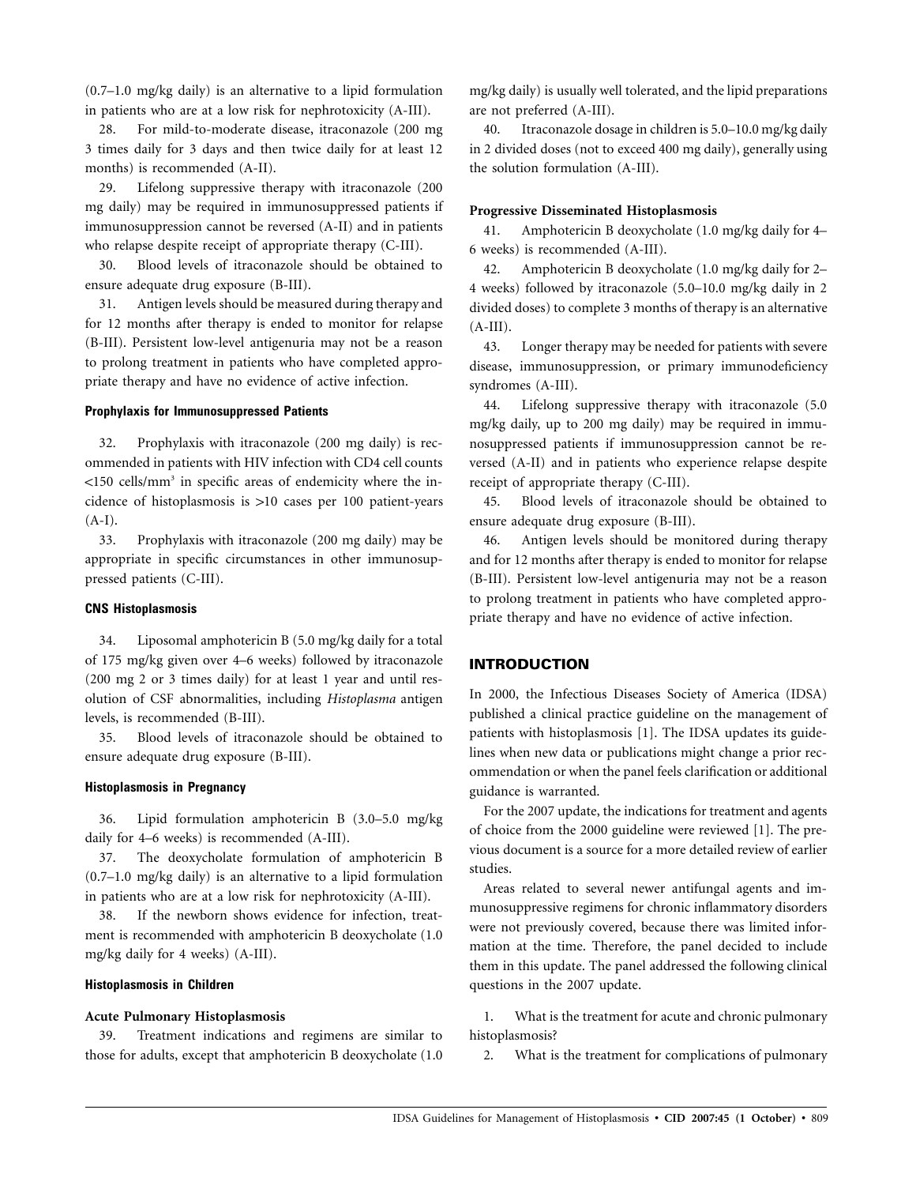(0.7–1.0 mg/kg daily) is an alternative to a lipid formulation in patients who are at a low risk for nephrotoxicity (A-III).

28. For mild-to-moderate disease, itraconazole (200 mg 3 times daily for 3 days and then twice daily for at least 12 months) is recommended (A-II).

29. Lifelong suppressive therapy with itraconazole (200 mg daily) may be required in immunosuppressed patients if immunosuppression cannot be reversed (A-II) and in patients who relapse despite receipt of appropriate therapy (C-III).

30. Blood levels of itraconazole should be obtained to ensure adequate drug exposure (B-III).

31. Antigen levels should be measured during therapy and for 12 months after therapy is ended to monitor for relapse (B-III). Persistent low-level antigenuria may not be a reason to prolong treatment in patients who have completed appropriate therapy and have no evidence of active infection.

#### Prophylaxis for Immunosuppressed Patients

32. Prophylaxis with itraconazole (200 mg daily) is recommended in patients with HIV infection with CD4 cell counts <150 cells/mm$^3$ in specific areas of endemicity where the incidence of histoplasmosis is >10 cases per 100 patient-years (A-I).

33. Prophylaxis with itraconazole (200 mg daily) may be appropriate in specific circumstances in other immunosuppressed patients (C-III).

#### CNS Histoplasmosis

34. Liposomal amphotericin B (5.0 mg/kg daily for a total of 175 mg/kg given over 4–6 weeks) followed by itraconazole (200 mg 2 or 3 times daily) for at least 1 year and until resolution of CSF abnormalities, including *Histoplasma* antigen levels, is recommended (B-III).

35. Blood levels of itraconazole should be obtained to ensure adequate drug exposure (B-III).

#### Histoplasmosis in Pregnancy

36. Lipid formulation amphotericin B (3.0–5.0 mg/kg daily for 4–6 weeks) is recommended (A-III).

37. The deoxycholate formulation of amphotericin B (0.7–1.0 mg/kg daily) is an alternative to a lipid formulation in patients who are at a low risk for nephrotoxicity (A-III).

38. If the newborn shows evidence for infection, treatment is recommended with amphotericin B deoxycholate (1.0 mg/kg daily for 4 weeks) (A-III).

#### Histoplasmosis in Children

##### Acute Pulmonary Histoplasmosis

39. Treatment indications and regimens are similar to those for adults, except that amphotericin B deoxycholate (1.0 mg/kg daily) is usually well tolerated, and the lipid preparations are not preferred (A-III).

40. Itraconazole dosage in children is 5.0–10.0 mg/kg daily in 2 divided doses (not to exceed 400 mg daily), generally using the solution formulation (A-III).

##### Progressive Disseminated Histoplasmosis

41. Amphotericin B deoxycholate (1.0 mg/kg daily for 4–6 weeks) is recommended (A-III).

42. Amphotericin B deoxycholate (1.0 mg/kg daily for 2–4 weeks) followed by itraconazole (5.0–10.0 mg/kg daily in 2 divided doses) to complete 3 months of therapy is an alternative (A-III).

43. Longer therapy may be needed for patients with severe disease, immunosuppression, or primary immunodeficiency syndromes (A-III).

44. Lifelong suppressive therapy with itraconazole (5.0 mg/kg daily, up to 200 mg daily) may be required in immunosuppressed patients if immunosuppression cannot be reversed (A-II) and in patients who experience relapse despite receipt of appropriate therapy (C-III).

45. Blood levels of itraconazole should be obtained to ensure adequate drug exposure (B-III).

46. Antigen levels should be monitored during therapy and for 12 months after therapy is ended to monitor for relapse (B-III). Persistent low-level antigenuria may not be a reason to prolong treatment in patients who have completed appropriate therapy and have no evidence of active infection.

## INTRODUCTION

In 2000, the Infectious Diseases Society of America (IDSA) published a clinical practice guideline on the management of patients with histoplasmosis [1]. The IDSA updates its guidelines when new data or publications might change a prior recommendation or when the panel feels clarification or additional guidance is warranted.

For the 2007 update, the indications for treatment and agents of choice from the 2000 guideline were reviewed [1]. The previous document is a source for a more detailed review of earlier studies.

Areas related to several newer antifungal agents and immunosuppressive regimens for chronic inflammatory disorders were not previously covered, because there was limited information at the time. Therefore, the panel decided to include them in this update. The panel addressed the following clinical questions in the 2007 update.

1. What is the treatment for acute and chronic pulmonary histoplasmosis?
2. What is the treatment for complications of pulmonary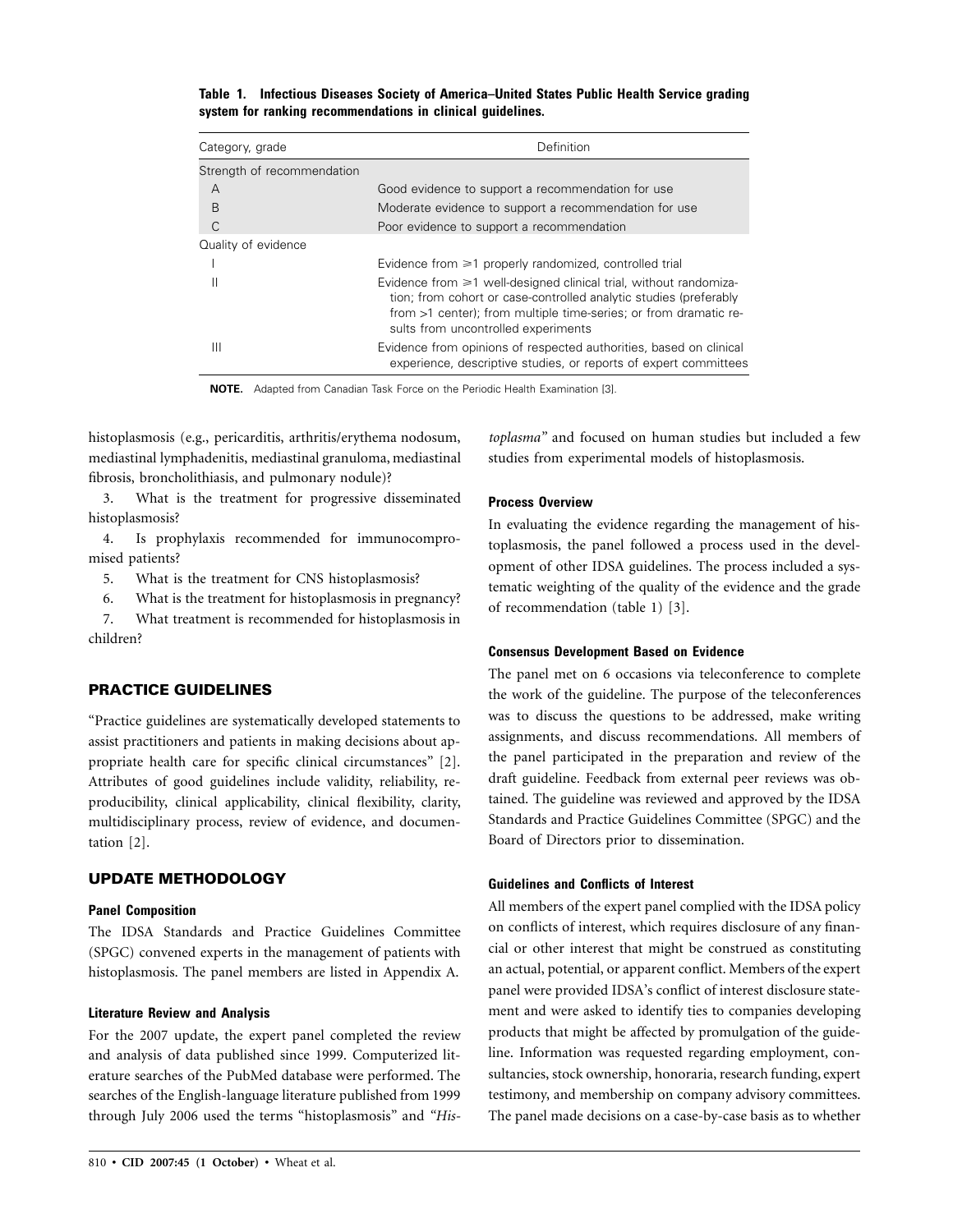**Table 1. Infectious Diseases Society of America–United States Public Health Service grading system for ranking recommendations in clinical guidelines.**

| Category, grade | Definition |
|---|---|
| Strength of recommendation | |
| A | Good evidence to support a recommendation for use |
| B | Moderate evidence to support a recommendation for use |
| C | Poor evidence to support a recommendation |
| Quality of evidence | |
| I | Evidence from ⩾1 properly randomized, controlled trial |
| II | Evidence from ⩾1 well-designed clinical trial, without randomization; from cohort or case-controlled analytic studies (preferably from >1 center); from multiple time-series; or from dramatic results from uncontrolled experiments |
| III | Evidence from opinions of respected authorities, based on clinical experience, descriptive studies, or reports of expert committees |

**NOTE.** Adapted from Canadian Task Force on the Periodic Health Examination [3].

histoplasmosis (e.g., pericarditis, arthritis/erythema nodosum, mediastinal lymphadenitis, mediastinal granuloma, mediastinal fibrosis, broncholithiasis, and pulmonary nodule)?

3. What is the treatment for progressive disseminated histoplasmosis?
4. Is prophylaxis recommended for immunocompromised patients?
5. What is the treatment for CNS histoplasmosis?
6. What is the treatment for histoplasmosis in pregnancy?
7. What treatment is recommended for histoplasmosis in children?

## PRACTICE GUIDELINES

"Practice guidelines are systematically developed statements to assist practitioners and patients in making decisions about appropriate health care for specific clinical circumstances" [2]. Attributes of good guidelines include validity, reliability, reproducibility, clinical applicability, clinical flexibility, clarity, multidisciplinary process, review of evidence, and documentation [2].

## UPDATE METHODOLOGY

### Panel Composition

The IDSA Standards and Practice Guidelines Committee (SPGC) convened experts in the management of patients with histoplasmosis. The panel members are listed in Appendix A.

### Literature Review and Analysis

For the 2007 update, the expert panel completed the review and analysis of data published since 1999. Computerized literature searches of the PubMed database were performed. The searches of the English-language literature published from 1999 through July 2006 used the terms "histoplasmosis" and "*Histoplasma*" and focused on human studies but included a few studies from experimental models of histoplasmosis.

### Process Overview

In evaluating the evidence regarding the management of histoplasmosis, the panel followed a process used in the development of other IDSA guidelines. The process included a systematic weighting of the quality of the evidence and the grade of recommendation (table 1) [3].

### Consensus Development Based on Evidence

The panel met on 6 occasions via teleconference to complete the work of the guideline. The purpose of the teleconferences was to discuss the questions to be addressed, make writing assignments, and discuss recommendations. All members of the panel participated in the preparation and review of the draft guideline. Feedback from external peer reviews was obtained. The guideline was reviewed and approved by the IDSA Standards and Practice Guidelines Committee (SPGC) and the Board of Directors prior to dissemination.

### Guidelines and Conflicts of Interest

All members of the expert panel complied with the IDSA policy on conflicts of interest, which requires disclosure of any financial or other interest that might be construed as constituting an actual, potential, or apparent conflict. Members of the expert panel were provided IDSA's conflict of interest disclosure statement and were asked to identify ties to companies developing products that might be affected by promulgation of the guideline. Information was requested regarding employment, consultancies, stock ownership, honoraria, research funding, expert testimony, and membership on company advisory committees. The panel made decisions on a case-by-case basis as to whether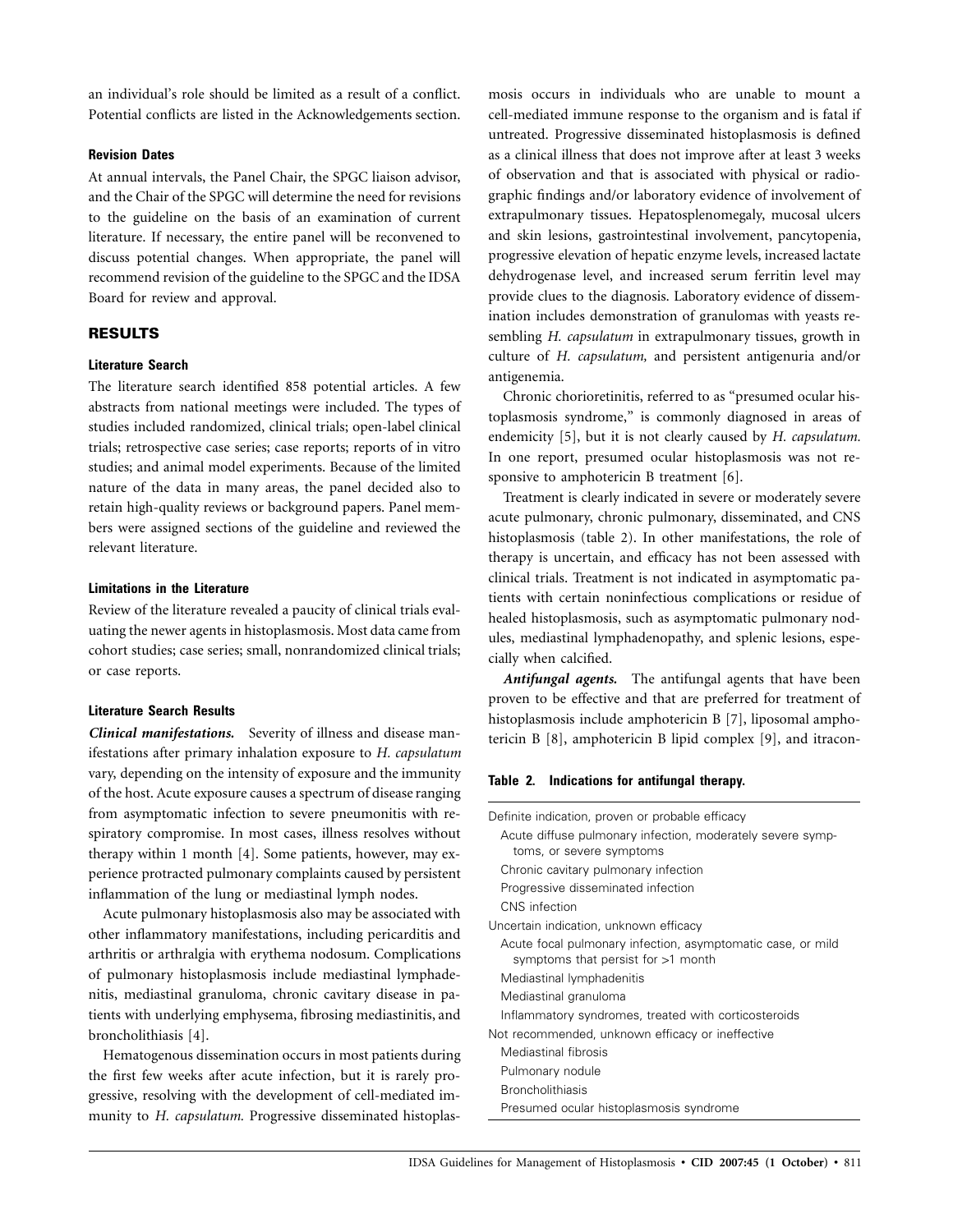an individual's role should be limited as a result of a conflict. Potential conflicts are listed in the Acknowledgements section.

#### Revision Dates

At annual intervals, the Panel Chair, the SPGC liaison advisor, and the Chair of the SPGC will determine the need for revisions to the guideline on the basis of an examination of current literature. If necessary, the entire panel will be reconvened to discuss potential changes. When appropriate, the panel will recommend revision of the guideline to the SPGC and the IDSA Board for review and approval.

## RESULTS

#### Literature Search

The literature search identified 858 potential articles. A few abstracts from national meetings were included. The types of studies included randomized, clinical trials; open-label clinical trials; retrospective case series; case reports; reports of in vitro studies; and animal model experiments. Because of the limited nature of the data in many areas, the panel decided also to retain high-quality reviews or background papers. Panel members were assigned sections of the guideline and reviewed the relevant literature.

#### Limitations in the Literature

Review of the literature revealed a paucity of clinical trials evaluating the newer agents in histoplasmosis. Most data came from cohort studies; case series; small, nonrandomized clinical trials; or case reports.

#### Literature Search Results

***Clinical manifestations.*** Severity of illness and disease manifestations after primary inhalation exposure to *H. capsulatum* vary, depending on the intensity of exposure and the immunity of the host. Acute exposure causes a spectrum of disease ranging from asymptomatic infection to severe pneumonitis with respiratory compromise. In most cases, illness resolves without therapy within 1 month [4]. Some patients, however, may experience protracted pulmonary complaints caused by persistent inflammation of the lung or mediastinal lymph nodes.

Acute pulmonary histoplasmosis also may be associated with other inflammatory manifestations, including pericarditis and arthritis or arthralgia with erythema nodosum. Complications of pulmonary histoplasmosis include mediastinal lymphadenitis, mediastinal granuloma, chronic cavitary disease in patients with underlying emphysema, fibrosing mediastinitis, and broncholithiasis [4].

Hematogenous dissemination occurs in most patients during the first few weeks after acute infection, but it is rarely progressive, resolving with the development of cell-mediated immunity to *H. capsulatum.* Progressive disseminated histoplasmosis occurs in individuals who are unable to mount a cell-mediated immune response to the organism and is fatal if untreated. Progressive disseminated histoplasmosis is defined as a clinical illness that does not improve after at least 3 weeks of observation and that is associated with physical or radiographic findings and/or laboratory evidence of involvement of extrapulmonary tissues. Hepatosplenomegaly, mucosal ulcers and skin lesions, gastrointestinal involvement, pancytopenia, progressive elevation of hepatic enzyme levels, increased lactate dehydrogenase level, and increased serum ferritin level may provide clues to the diagnosis. Laboratory evidence of dissemination includes demonstration of granulomas with yeasts resembling *H. capsulatum* in extrapulmonary tissues, growth in culture of *H. capsulatum,* and persistent antigenuria and/or antigenemia.

Chronic chorioretinitis, referred to as "presumed ocular histoplasmosis syndrome," is commonly diagnosed in areas of endemicity [5], but it is not clearly caused by *H. capsulatum.* In one report, presumed ocular histoplasmosis was not responsive to amphotericin B treatment [6].

Treatment is clearly indicated in severe or moderately severe acute pulmonary, chronic pulmonary, disseminated, and CNS histoplasmosis (table 2). In other manifestations, the role of therapy is uncertain, and efficacy has not been assessed with clinical trials. Treatment is not indicated in asymptomatic patients with certain noninfectious complications or residue of healed histoplasmosis, such as asymptomatic pulmonary nodules, mediastinal lymphadenopathy, and splenic lesions, especially when calcified.

***Antifungal agents.*** The antifungal agents that have been proven to be effective and that are preferred for treatment of histoplasmosis include amphotericin B [7], liposomal amphotericin B [8], amphotericin B lipid complex [9], and itracon-

**Table 2. Indications for antifungal therapy.**

| |
|---|
| Definite indication, proven or probable efficacy |
| Acute diffuse pulmonary infection, moderately severe symptoms, or severe symptoms |
| Chronic cavitary pulmonary infection |
| Progressive disseminated infection |
| CNS infection |
| Uncertain indication, unknown efficacy |
| Acute focal pulmonary infection, asymptomatic case, or mild symptoms that persist for >1 month |
| Mediastinal lymphadenitis |
| Mediastinal granuloma |
| Inflammatory syndromes, treated with corticosteroids |
| Not recommended, unknown efficacy or ineffective |
| Mediastinal fibrosis |
| Pulmonary nodule |
| Broncholithiasis |
| Presumed ocular histoplasmosis syndrome |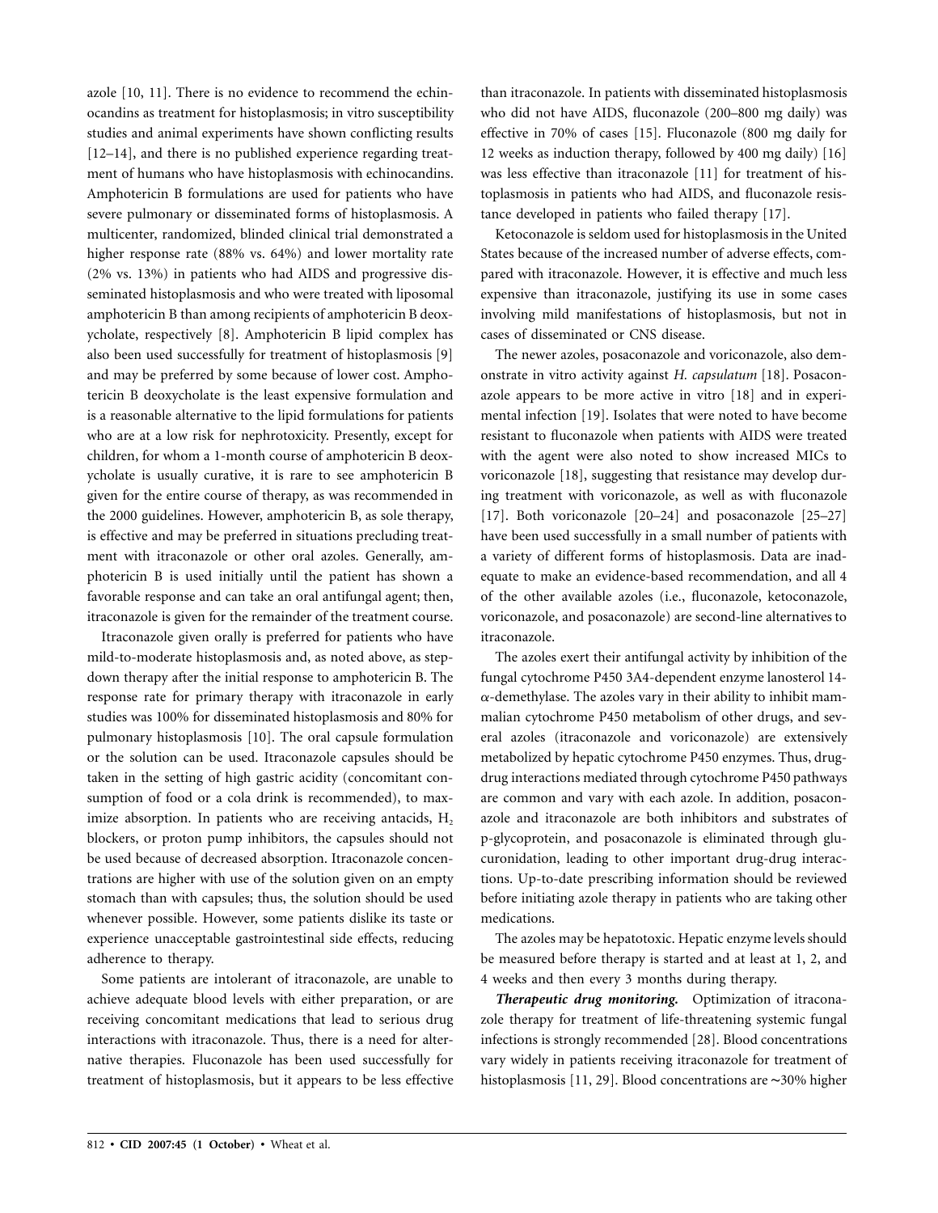azole [10, 11]. There is no evidence to recommend the echinocandins as treatment for histoplasmosis; in vitro susceptibility studies and animal experiments have shown conflicting results [12–14], and there is no published experience regarding treatment of humans who have histoplasmosis with echinocandins. Amphotericin B formulations are used for patients who have severe pulmonary or disseminated forms of histoplasmosis. A multicenter, randomized, blinded clinical trial demonstrated a higher response rate (88% vs. 64%) and lower mortality rate (2% vs. 13%) in patients who had AIDS and progressive disseminated histoplasmosis and who were treated with liposomal amphotericin B than among recipients of amphotericin B deoxycholate, respectively [8]. Amphotericin B lipid complex has also been used successfully for treatment of histoplasmosis [9] and may be preferred by some because of lower cost. Amphotericin B deoxycholate is the least expensive formulation and is a reasonable alternative to the lipid formulations for patients who are at a low risk for nephrotoxicity. Presently, except for children, for whom a 1-month course of amphotericin B deoxycholate is usually curative, it is rare to see amphotericin B given for the entire course of therapy, as was recommended in the 2000 guidelines. However, amphotericin B, as sole therapy, is effective and may be preferred in situations precluding treatment with itraconazole or other oral azoles. Generally, amphotericin B is used initially until the patient has shown a favorable response and can take an oral antifungal agent; then, itraconazole is given for the remainder of the treatment course.

Itraconazole given orally is preferred for patients who have mild-to-moderate histoplasmosis and, as noted above, as step-down therapy after the initial response to amphotericin B. The response rate for primary therapy with itraconazole in early studies was 100% for disseminated histoplasmosis and 80% for pulmonary histoplasmosis [10]. The oral capsule formulation or the solution can be used. Itraconazole capsules should be taken in the setting of high gastric acidity (concomitant consumption of food or a cola drink is recommended), to maximize absorption. In patients who are receiving antacids, $H_2$ blockers, or proton pump inhibitors, the capsules should not be used because of decreased absorption. Itraconazole concentrations are higher with use of the solution given on an empty stomach than with capsules; thus, the solution should be used whenever possible. However, some patients dislike its taste or experience unacceptable gastrointestinal side effects, reducing adherence to therapy.

Some patients are intolerant of itraconazole, are unable to achieve adequate blood levels with either preparation, or are receiving concomitant medications that lead to serious drug interactions with itraconazole. Thus, there is a need for alternative therapies. Fluconazole has been used successfully for treatment of histoplasmosis, but it appears to be less effective than itraconazole. In patients with disseminated histoplasmosis who did not have AIDS, fluconazole (200–800 mg daily) was effective in 70% of cases [15]. Fluconazole (800 mg daily for 12 weeks as induction therapy, followed by 400 mg daily) [16] was less effective than itraconazole [11] for treatment of histoplasmosis in patients who had AIDS, and fluconazole resistance developed in patients who failed therapy [17].

Ketoconazole is seldom used for histoplasmosis in the United States because of the increased number of adverse effects, compared with itraconazole. However, it is effective and much less expensive than itraconazole, justifying its use in some cases involving mild manifestations of histoplasmosis, but not in cases of disseminated or CNS disease.

The newer azoles, posaconazole and voriconazole, also demonstrate in vitro activity against *H. capsulatum* [18]. Posaconazole appears to be more active in vitro [18] and in experimental infection [19]. Isolates that were noted to have become resistant to fluconazole when patients with AIDS were treated with the agent were also noted to show increased MICs to voriconazole [18], suggesting that resistance may develop during treatment with voriconazole, as well as with fluconazole [17]. Both voriconazole [20–24] and posaconazole [25–27] have been used successfully in a small number of patients with a variety of different forms of histoplasmosis. Data are inadequate to make an evidence-based recommendation, and all 4 of the other available azoles (i.e., fluconazole, ketoconazole, voriconazole, and posaconazole) are second-line alternatives to itraconazole.

The azoles exert their antifungal activity by inhibition of the fungal cytochrome P450 3A4-dependent enzyme lanosterol 14-$\alpha$-demethylase. The azoles vary in their ability to inhibit mammalian cytochrome P450 metabolism of other drugs, and several azoles (itraconazole and voriconazole) are extensively metabolized by hepatic cytochrome P450 enzymes. Thus, drug-drug interactions mediated through cytochrome P450 pathways are common and vary with each azole. In addition, posaconazole and itraconazole are both inhibitors and substrates of p-glycoprotein, and posaconazole is eliminated through glucuronidation, leading to other important drug-drug interactions. Up-to-date prescribing information should be reviewed before initiating azole therapy in patients who are taking other medications.

The azoles may be hepatotoxic. Hepatic enzyme levels should be measured before therapy is started and at least at 1, 2, and 4 weeks and then every 3 months during therapy.

***Therapeutic drug monitoring.*** Optimization of itraconazole therapy for treatment of life-threatening systemic fungal infections is strongly recommended [28]. Blood concentrations vary widely in patients receiving itraconazole for treatment of histoplasmosis [11, 29]. Blood concentrations are ~30% higher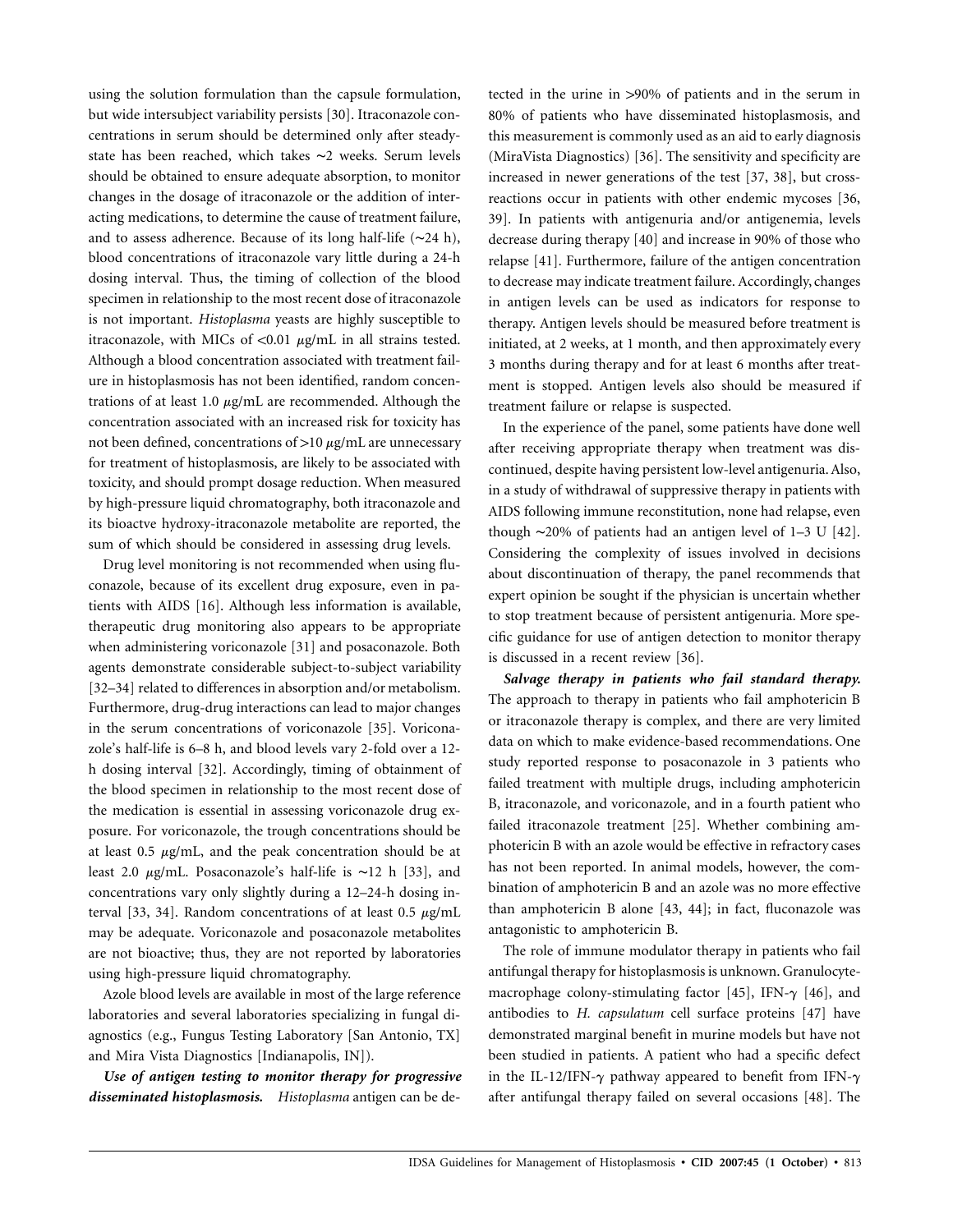using the solution formulation than the capsule formulation, but wide intersubject variability persists [30]. Itraconazole concentrations in serum should be determined only after steady-state has been reached, which takes ~2 weeks. Serum levels should be obtained to ensure adequate absorption, to monitor changes in the dosage of itraconazole or the addition of interacting medications, to determine the cause of treatment failure, and to assess adherence. Because of its long half-life (~24 h), blood concentrations of itraconazole vary little during a 24-h dosing interval. Thus, the timing of collection of the blood specimen in relationship to the most recent dose of itraconazole is not important. *Histoplasma* yeasts are highly susceptible to itraconazole, with MICs of <0.01 $\mu$g/mL in all strains tested. Although a blood concentration associated with treatment failure in histoplasmosis has not been identified, random concentrations of at least 1.0 $\mu$g/mL are recommended. Although the concentration associated with an increased risk for toxicity has not been defined, concentrations of >10 $\mu$g/mL are unnecessary for treatment of histoplasmosis, are likely to be associated with toxicity, and should prompt dosage reduction. When measured by high-pressure liquid chromatography, both itraconazole and its bioactve hydroxy-itraconazole metabolite are reported, the sum of which should be considered in assessing drug levels.

Drug level monitoring is not recommended when using fluconazole, because of its excellent drug exposure, even in patients with AIDS [16]. Although less information is available, therapeutic drug monitoring also appears to be appropriate when administering voriconazole [31] and posaconazole. Both agents demonstrate considerable subject-to-subject variability [32–34] related to differences in absorption and/or metabolism. Furthermore, drug-drug interactions can lead to major changes in the serum concentrations of voriconazole [35]. Voriconazole's half-life is 6–8 h, and blood levels vary 2-fold over a 12-h dosing interval [32]. Accordingly, timing of obtainment of the blood specimen in relationship to the most recent dose of the medication is essential in assessing voriconazole drug exposure. For voriconazole, the trough concentrations should be at least 0.5 $\mu$g/mL, and the peak concentration should be at least 2.0 $\mu$g/mL. Posaconazole's half-life is ~12 h [33], and concentrations vary only slightly during a 12–24-h dosing interval [33, 34]. Random concentrations of at least 0.5 $\mu$g/mL may be adequate. Voriconazole and posaconazole metabolites are not bioactive; thus, they are not reported by laboratories using high-pressure liquid chromatography.

Azole blood levels are available in most of the large reference laboratories and several laboratories specializing in fungal diagnostics (e.g., Fungus Testing Laboratory [San Antonio, TX] and Mira Vista Diagnostics [Indianapolis, IN]).

***Use of antigen testing to monitor therapy for progressive disseminated histoplasmosis.*** *Histoplasma* antigen can be detected in the urine in >90% of patients and in the serum in 80% of patients who have disseminated histoplasmosis, and this measurement is commonly used as an aid to early diagnosis (MiraVista Diagnostics) [36]. The sensitivity and specificity are increased in newer generations of the test [37, 38], but cross-reactions occur in patients with other endemic mycoses [36, 39]. In patients with antigenuria and/or antigenemia, levels decrease during therapy [40] and increase in 90% of those who relapse [41]. Furthermore, failure of the antigen concentration to decrease may indicate treatment failure. Accordingly, changes in antigen levels can be used as indicators for response to therapy. Antigen levels should be measured before treatment is initiated, at 2 weeks, at 1 month, and then approximately every 3 months during therapy and for at least 6 months after treatment is stopped. Antigen levels also should be measured if treatment failure or relapse is suspected.

In the experience of the panel, some patients have done well after receiving appropriate therapy when treatment was discontinued, despite having persistent low-level antigenuria. Also, in a study of withdrawal of suppressive therapy in patients with AIDS following immune reconstitution, none had relapse, even though ~20% of patients had an antigen level of 1–3 U [42]. Considering the complexity of issues involved in decisions about discontinuation of therapy, the panel recommends that expert opinion be sought if the physician is uncertain whether to stop treatment because of persistent antigenuria. More specific guidance for use of antigen detection to monitor therapy is discussed in a recent review [36].

***Salvage therapy in patients who fail standard therapy.*** The approach to therapy in patients who fail amphotericin B or itraconazole therapy is complex, and there are very limited data on which to make evidence-based recommendations. One study reported response to posaconazole in 3 patients who failed treatment with multiple drugs, including amphotericin B, itraconazole, and voriconazole, and in a fourth patient who failed itraconazole treatment [25]. Whether combining amphotericin B with an azole would be effective in refractory cases has not been reported. In animal models, however, the combination of amphotericin B and an azole was no more effective than amphotericin B alone [43, 44]; in fact, fluconazole was antagonistic to amphotericin B.

The role of immune modulator therapy in patients who fail antifungal therapy for histoplasmosis is unknown. Granulocyte-macrophage colony-stimulating factor [45], IFN-$\gamma$ [46], and antibodies to *H. capsulatum* cell surface proteins [47] have demonstrated marginal benefit in murine models but have not been studied in patients. A patient who had a specific defect in the IL-12/IFN-$\gamma$ pathway appeared to benefit from IFN-$\gamma$ after antifungal therapy failed on several occasions [48]. The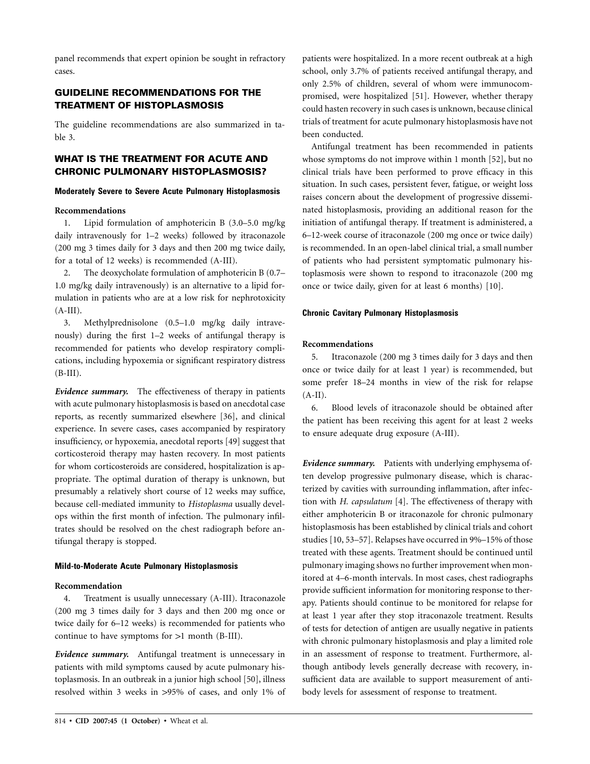panel recommends that expert opinion be sought in refractory cases.

## GUIDELINE RECOMMENDATIONS FOR THE TREATMENT OF HISTOPLASMOSIS

The guideline recommendations are also summarized in table 3.

## WHAT IS THE TREATMENT FOR ACUTE AND CHRONIC PULMONARY HISTOPLASMOSIS?

### Moderately Severe to Severe Acute Pulmonary Histoplasmosis

**Recommendations**

1. Lipid formulation of amphotericin B (3.0–5.0 mg/kg daily intravenously for 1–2 weeks) followed by itraconazole (200 mg 3 times daily for 3 days and then 200 mg twice daily, for a total of 12 weeks) is recommended (A-III).

2. The deoxycholate formulation of amphotericin B (0.7–1.0 mg/kg daily intravenously) is an alternative to a lipid formulation in patients who are at a low risk for nephrotoxicity (A-III).

3. Methylprednisolone (0.5–1.0 mg/kg daily intravenously) during the first 1–2 weeks of antifungal therapy is recommended for patients who develop respiratory complications, including hypoxemia or significant respiratory distress (B-III).

***Evidence summary.*** The effectiveness of therapy in patients with acute pulmonary histoplasmosis is based on anecdotal case reports, as recently summarized elsewhere [36], and clinical experience. In severe cases, cases accompanied by respiratory insufficiency, or hypoxemia, anecdotal reports [49] suggest that corticosteroid therapy may hasten recovery. In most patients for whom corticosteroids are considered, hospitalization is appropriate. The optimal duration of therapy is unknown, but presumably a relatively short course of 12 weeks may suffice, because cell-mediated immunity to *Histoplasma* usually develops within the first month of infection. The pulmonary infiltrates should be resolved on the chest radiograph before antifungal therapy is stopped.

### Mild-to-Moderate Acute Pulmonary Histoplasmosis

**Recommendation**

4. Treatment is usually unnecessary (A-III). Itraconazole (200 mg 3 times daily for 3 days and then 200 mg once or twice daily for 6–12 weeks) is recommended for patients who continue to have symptoms for >1 month (B-III).

***Evidence summary.*** Antifungal treatment is unnecessary in patients with mild symptoms caused by acute pulmonary histoplasmosis. In an outbreak in a junior high school [50], illness resolved within 3 weeks in >95% of cases, and only 1% of patients were hospitalized. In a more recent outbreak at a high school, only 3.7% of patients received antifungal therapy, and only 2.5% of children, several of whom were immunocompromised, were hospitalized [51]. However, whether therapy could hasten recovery in such cases is unknown, because clinical trials of treatment for acute pulmonary histoplasmosis have not been conducted.

Antifungal treatment has been recommended in patients whose symptoms do not improve within 1 month [52], but no clinical trials have been performed to prove efficacy in this situation. In such cases, persistent fever, fatigue, or weight loss raises concern about the development of progressive disseminated histoplasmosis, providing an additional reason for the initiation of antifungal therapy. If treatment is administered, a 6–12-week course of itraconazole (200 mg once or twice daily) is recommended. In an open-label clinical trial, a small number of patients who had persistent symptomatic pulmonary histoplasmosis were shown to respond to itraconazole (200 mg once or twice daily, given for at least 6 months) [10].

### Chronic Cavitary Pulmonary Histoplasmosis

**Recommendations**

5. Itraconazole (200 mg 3 times daily for 3 days and then once or twice daily for at least 1 year) is recommended, but some prefer 18–24 months in view of the risk for relapse (A-II).

6. Blood levels of itraconazole should be obtained after the patient has been receiving this agent for at least 2 weeks to ensure adequate drug exposure (A-III).

***Evidence summary.*** Patients with underlying emphysema often develop progressive pulmonary disease, which is characterized by cavities with surrounding inflammation, after infection with *H. capsulatum* [4]. The effectiveness of therapy with either amphotericin B or itraconazole for chronic pulmonary histoplasmosis has been established by clinical trials and cohort studies [10, 53–57]. Relapses have occurred in 9%–15% of those treated with these agents. Treatment should be continued until pulmonary imaging shows no further improvement when monitored at 4–6-month intervals. In most cases, chest radiographs provide sufficient information for monitoring response to therapy. Patients should continue to be monitored for relapse for at least 1 year after they stop itraconazole treatment. Results of tests for detection of antigen are usually negative in patients with chronic pulmonary histoplasmosis and play a limited role in an assessment of response to treatment. Furthermore, although antibody levels generally decrease with recovery, insufficient data are available to support measurement of antibody levels for assessment of response to treatment.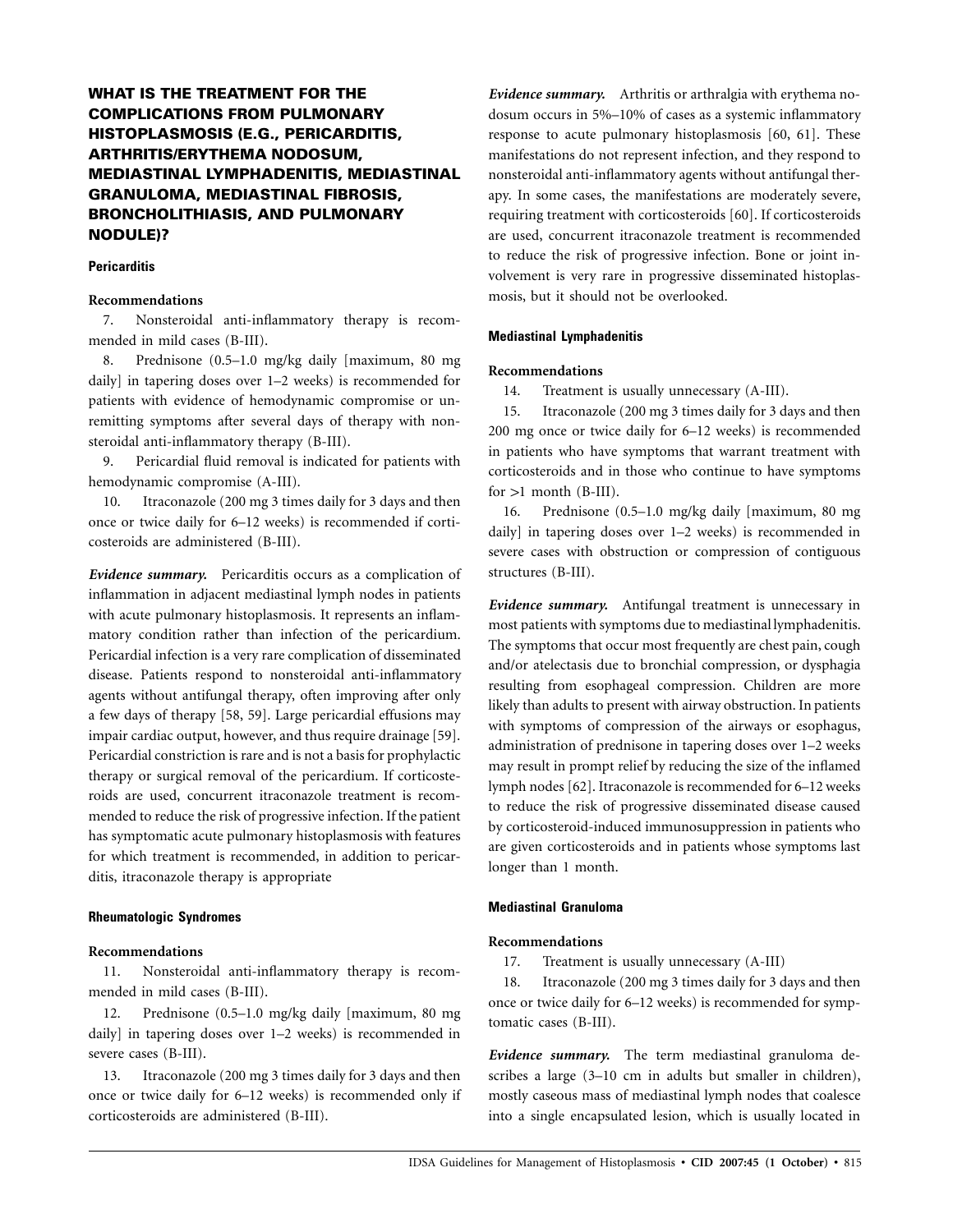## WHAT IS THE TREATMENT FOR THE COMPLICATIONS FROM PULMONARY HISTOPLASMOSIS (E.G., PERICARDITIS, ARTHRITIS/ERYTHEMA NODOSUM, MEDIASTINAL LYMPHADENITIS, MEDIASTINAL GRANULOMA, MEDIASTINAL FIBROSIS, BRONCHOLITHIASIS, AND PULMONARY NODULE)?

### Pericarditis

**Recommendations**

7. Nonsteroidal anti-inflammatory therapy is recommended in mild cases (B-III).

8. Prednisone (0.5–1.0 mg/kg daily [maximum, 80 mg daily] in tapering doses over 1–2 weeks) is recommended for patients with evidence of hemodynamic compromise or unremitting symptoms after several days of therapy with nonsteroidal anti-inflammatory therapy (B-III).

9. Pericardial fluid removal is indicated for patients with hemodynamic compromise (A-III).

10. Itraconazole (200 mg 3 times daily for 3 days and then once or twice daily for 6–12 weeks) is recommended if corticosteroids are administered (B-III).

***Evidence summary.*** Pericarditis occurs as a complication of inflammation in adjacent mediastinal lymph nodes in patients with acute pulmonary histoplasmosis. It represents an inflammatory condition rather than infection of the pericardium. Pericardial infection is a very rare complication of disseminated disease. Patients respond to nonsteroidal anti-inflammatory agents without antifungal therapy, often improving after only a few days of therapy [58, 59]. Large pericardial effusions may impair cardiac output, however, and thus require drainage [59]. Pericardial constriction is rare and is not a basis for prophylactic therapy or surgical removal of the pericardium. If corticosteroids are used, concurrent itraconazole treatment is recommended to reduce the risk of progressive infection. If the patient has symptomatic acute pulmonary histoplasmosis with features for which treatment is recommended, in addition to pericarditis, itraconazole therapy is appropriate

### Rheumatologic Syndromes

**Recommendations**

11. Nonsteroidal anti-inflammatory therapy is recommended in mild cases (B-III).

12. Prednisone (0.5–1.0 mg/kg daily [maximum, 80 mg daily] in tapering doses over 1–2 weeks) is recommended in severe cases (B-III).

13. Itraconazole (200 mg 3 times daily for 3 days and then once or twice daily for 6–12 weeks) is recommended only if corticosteroids are administered (B-III).

***Evidence summary.*** Arthritis or arthralgia with erythema nodosum occurs in 5%–10% of cases as a systemic inflammatory response to acute pulmonary histoplasmosis [60, 61]. These manifestations do not represent infection, and they respond to nonsteroidal anti-inflammatory agents without antifungal therapy. In some cases, the manifestations are moderately severe, requiring treatment with corticosteroids [60]. If corticosteroids are used, concurrent itraconazole treatment is recommended to reduce the risk of progressive infection. Bone or joint involvement is very rare in progressive disseminated histoplasmosis, but it should not be overlooked.

### Mediastinal Lymphadenitis

**Recommendations**

14. Treatment is usually unnecessary (A-III).

15. Itraconazole (200 mg 3 times daily for 3 days and then 200 mg once or twice daily for 6–12 weeks) is recommended in patients who have symptoms that warrant treatment with corticosteroids and in those who continue to have symptoms for >1 month (B-III).

16. Prednisone (0.5–1.0 mg/kg daily [maximum, 80 mg daily] in tapering doses over 1–2 weeks) is recommended in severe cases with obstruction or compression of contiguous structures (B-III).

***Evidence summary.*** Antifungal treatment is unnecessary in most patients with symptoms due to mediastinal lymphadenitis. The symptoms that occur most frequently are chest pain, cough and/or atelectasis due to bronchial compression, or dysphagia resulting from esophageal compression. Children are more likely than adults to present with airway obstruction. In patients with symptoms of compression of the airways or esophagus, administration of prednisone in tapering doses over 1–2 weeks may result in prompt relief by reducing the size of the inflamed lymph nodes [62]. Itraconazole is recommended for 6–12 weeks to reduce the risk of progressive disseminated disease caused by corticosteroid-induced immunosuppression in patients who are given corticosteroids and in patients whose symptoms last longer than 1 month.

### Mediastinal Granuloma

**Recommendations**

17. Treatment is usually unnecessary (A-III)

18. Itraconazole (200 mg 3 times daily for 3 days and then once or twice daily for 6–12 weeks) is recommended for symptomatic cases (B-III).

***Evidence summary.*** The term mediastinal granuloma describes a large (3–10 cm in adults but smaller in children), mostly caseous mass of mediastinal lymph nodes that coalesce into a single encapsulated lesion, which is usually located in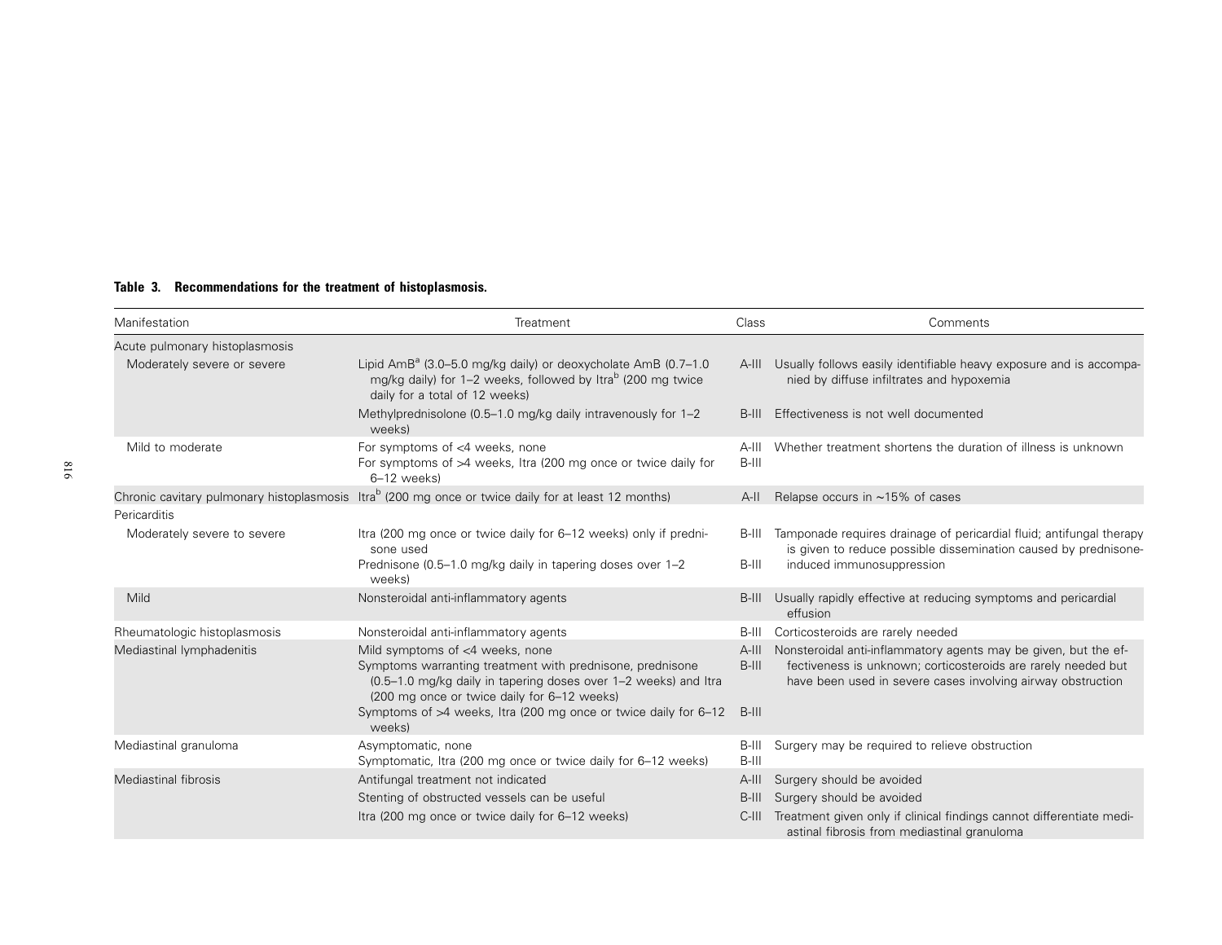**Table 3. Recommendations for the treatment of histoplasmosis.**

| Manifestation | Treatment | Class | Comments |
|---|---|---|---|
| Acute pulmonary histoplasmosis | | | |
| Moderately severe or severe | Lipid AmB[a] (3.0–5.0 mg/kg daily) or deoxycholate AmB (0.7–1.0 mg/kg daily) for 1–2 weeks, followed by Itra[b] (200 mg twice daily for a total of 12 weeks) | A-III | Usually follows easily identifiable heavy exposure and is accompanied by diffuse infiltrates and hypoxemia |
| | Methylprednisolone (0.5–1.0 mg/kg daily intravenously for 1–2 weeks) | B-III | Effectiveness is not well documented |
| Mild to moderate | For symptoms of <4 weeks, none | A-III | Whether treatment shortens the duration of illness is unknown |
| | For symptoms of >4 weeks, Itra (200 mg once or twice daily for 6–12 weeks) | B-III | |
| Chronic cavitary pulmonary histoplasmosis | Itra[b] (200 mg once or twice daily for at least 12 months) | A-II | Relapse occurs in ~15% of cases |
| Pericarditis | | | |
| Moderately severe to severe | Itra (200 mg once or twice daily for 6–12 weeks) only if prednisone used | B-III | Tamponade requires drainage of pericardial fluid; antifungal therapy is given to reduce possible dissemination caused by prednisone-induced immunosuppression |
| | Prednisone (0.5–1.0 mg/kg daily in tapering doses over 1–2 weeks) | B-III | |
| Mild | Nonsteroidal anti-inflammatory agents | B-III | Usually rapidly effective at reducing symptoms and pericardial effusion |
| Rheumatologic histoplasmosis | Nonsteroidal anti-inflammatory agents | B-III | Corticosteroids are rarely needed |
| Mediastinal lymphadenitis | Mild symptoms of <4 weeks, none | A-III | Nonsteroidal anti-inflammatory agents may be given, but the effectiveness is unknown; corticosteroids are rarely needed but have been used in severe cases involving airway obstruction |
| | Symptoms warranting treatment with prednisone, prednisone (0.5–1.0 mg/kg daily in tapering doses over 1–2 weeks) and Itra (200 mg once or twice daily for 6–12 weeks) | B-III | |
| | Symptoms of >4 weeks, Itra (200 mg once or twice daily for 6–12 weeks) | B-III | |
| Mediastinal granuloma | Asymptomatic, none | B-III | Surgery may be required to relieve obstruction |
| | Symptomatic, Itra (200 mg once or twice daily for 6–12 weeks) | B-III | |
| Mediastinal fibrosis | Antifungal treatment not indicated | A-III | Surgery should be avoided |
| | Stenting of obstructed vessels can be useful | B-III | Surgery should be avoided |
| | Itra (200 mg once or twice daily for 6–12 weeks) | C-III | Treatment given only if clinical findings cannot differentiate mediastinal fibrosis from mediastinal granuloma |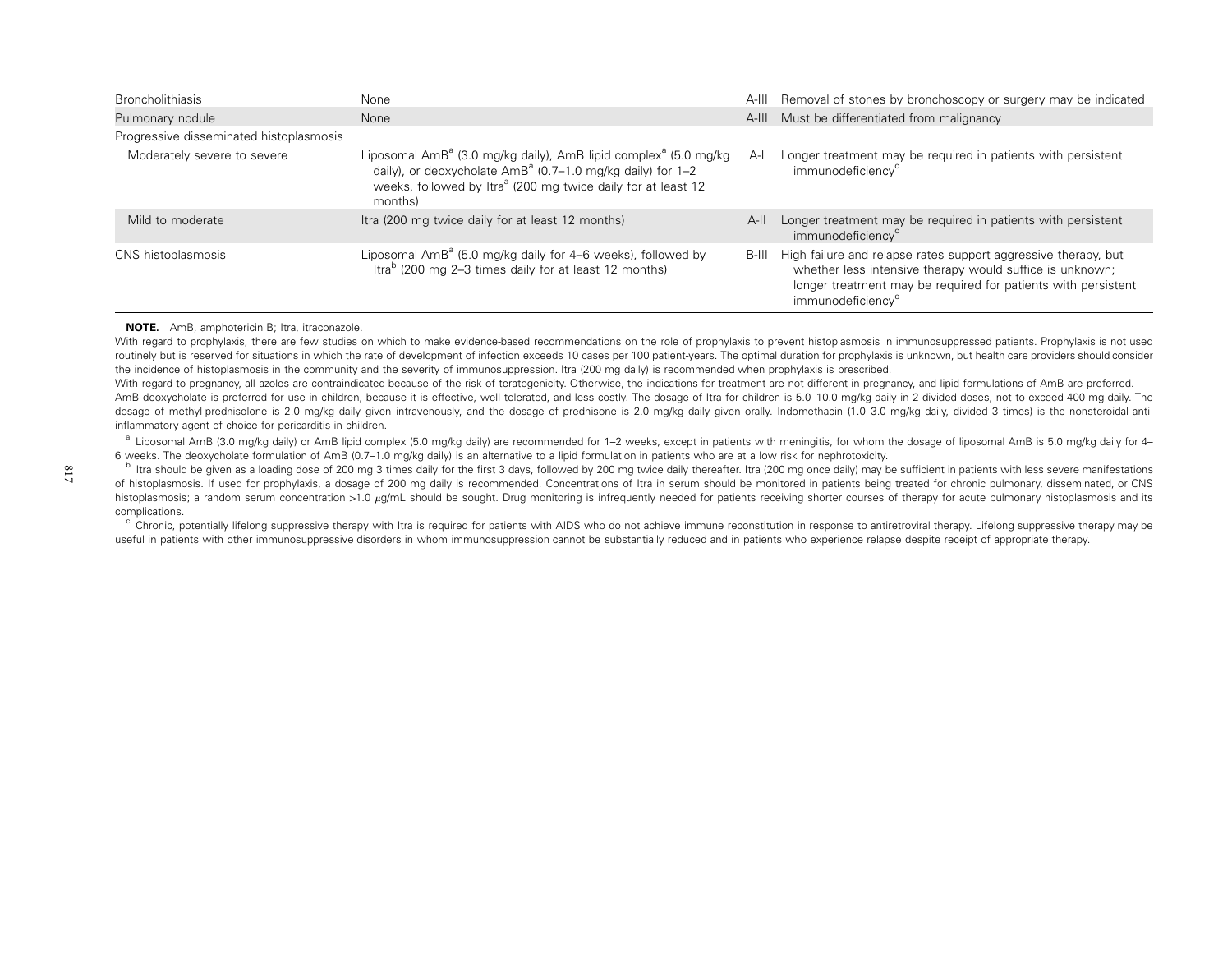| | | | |
|---|---|---|---|
| Broncholithiasis | None | A-III | Removal of stones by bronchoscopy or surgery may be indicated |
| Pulmonary nodule | None | A-III | Must be differentiated from malignancy |
| Progressive disseminated histoplasmosis | | | |
| Moderately severe to severe | Liposomal AmB[a] (3.0 mg/kg daily), AmB lipid complex[a] (5.0 mg/kg daily), or deoxycholate AmB[a] (0.7–1.0 mg/kg daily) for 1–2 weeks, followed by Itra[a] (200 mg twice daily for at least 12 months) | A-I | Longer treatment may be required in patients with persistent immunodeficiency[c] |
| Mild to moderate | Itra (200 mg twice daily for at least 12 months) | A-II | Longer treatment may be required in patients with persistent immunodeficiency[c] |
| CNS histoplasmosis | Liposomal AmB[a] (5.0 mg/kg daily for 4–6 weeks), followed by Itra[b] (200 mg 2–3 times daily for at least 12 months) | B-III | High failure and relapse rates support aggressive therapy, but whether less intensive therapy would suffice is unknown; longer treatment may be required for patients with persistent immunodeficiency[c] |

**NOTE.** AmB, amphotericin B; Itra, itraconazole.

With regard to prophylaxis, there are few studies on which to make evidence-based recommendations on the role of prophylaxis to prevent histoplasmosis in immunosuppressed patients. Prophylaxis is not used routinely but is reserved for situations in which the rate of development of infection exceeds 10 cases per 100 patient-years. The optimal duration for prophylaxis is unknown, but health care providers should consider the incidence of histoplasmosis in the community and the severity of immunosuppression. Itra (200 mg daily) is recommended when prophylaxis is prescribed.

With regard to pregnancy, all azoles are contraindicated because of the risk of teratogenicity. Otherwise, the indications for treatment are not different in pregnancy, and lipid formulations of AmB are preferred.

AmB deoxycholate is preferred for use in children, because it is effective, well tolerated, and less costly. The dosage of Itra for children is 5.0–10.0 mg/kg daily in 2 divided doses, not to exceed 400 mg daily. The dosage of methyl-prednisolone is 2.0 mg/kg daily given intravenously, and the dosage of prednisone is 2.0 mg/kg daily given orally. Indomethacin (1.0–3.0 mg/kg daily, divided 3 times) is the nonsteroidal anti-inflammatory agent of choice for pericarditis in children.

[a] Liposomal AmB (3.0 mg/kg daily) or AmB lipid complex (5.0 mg/kg daily) are recommended for 1–2 weeks, except in patients with meningitis, for whom the dosage of liposomal AmB is 5.0 mg/kg daily for 4–6 weeks. The deoxycholate formulation of AmB (0.7–1.0 mg/kg daily) is an alternative to a lipid formulation in patients who are at a low risk for nephrotoxicity.

[b] Itra should be given as a loading dose of 200 mg 3 times daily for the first 3 days, followed by 200 mg twice daily thereafter. Itra (200 mg once daily) may be sufficient in patients with less severe manifestations of histoplasmosis. If used for prophylaxis, a dosage of 200 mg daily is recommended. Concentrations of Itra in serum should be monitored in patients being treated for chronic pulmonary, disseminated, or CNS histoplasmosis; a random serum concentration >1.0 $\mu$g/mL should be sought. Drug monitoring is infrequently needed for patients receiving shorter courses of therapy for acute pulmonary histoplasmosis and its complications.

[c] Chronic, potentially lifelong suppressive therapy with Itra is required for patients with AIDS who do not achieve immune reconstitution in response to antiretroviral therapy. Lifelong suppressive therapy may be useful in patients with other immunosuppressive disorders in whom immunosuppression cannot be substantially reduced and in patients who experience relapse despite receipt of appropriate therapy.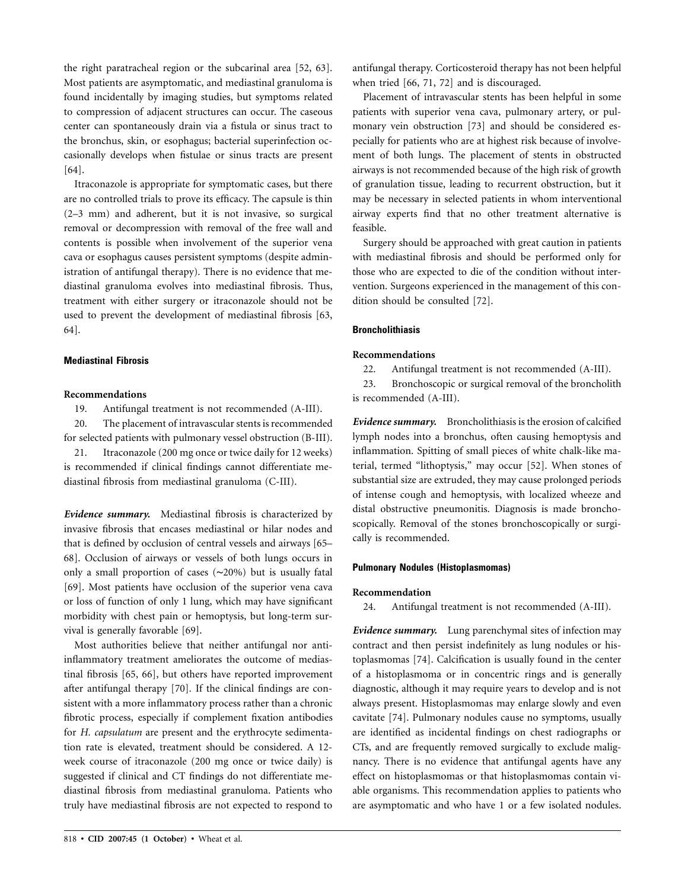the right paratracheal region or the subcarinal area [52, 63]. Most patients are asymptomatic, and mediastinal granuloma is found incidentally by imaging studies, but symptoms related to compression of adjacent structures can occur. The caseous center can spontaneously drain via a fistula or sinus tract to the bronchus, skin, or esophagus; bacterial superinfection occasionally develops when fistulae or sinus tracts are present [64].

Itraconazole is appropriate for symptomatic cases, but there are no controlled trials to prove its efficacy. The capsule is thin (2–3 mm) and adherent, but it is not invasive, so surgical removal or decompression with removal of the free wall and contents is possible when involvement of the superior vena cava or esophagus causes persistent symptoms (despite administration of antifungal therapy). There is no evidence that mediastinal granuloma evolves into mediastinal fibrosis. Thus, treatment with either surgery or itraconazole should not be used to prevent the development of mediastinal fibrosis [63, 64].

#### Mediastinal Fibrosis

**Recommendations**

19. Antifungal treatment is not recommended (A-III).
20. The placement of intravascular stents is recommended for selected patients with pulmonary vessel obstruction (B-III).
21. Itraconazole (200 mg once or twice daily for 12 weeks) is recommended if clinical findings cannot differentiate mediastinal fibrosis from mediastinal granuloma (C-III).

***Evidence summary.*** Mediastinal fibrosis is characterized by invasive fibrosis that encases mediastinal or hilar nodes and that is defined by occlusion of central vessels and airways [65–68]. Occlusion of airways or vessels of both lungs occurs in only a small proportion of cases (~20%) but is usually fatal [69]. Most patients have occlusion of the superior vena cava or loss of function of only 1 lung, which may have significant morbidity with chest pain or hemoptysis, but long-term survival is generally favorable [69].

Most authorities believe that neither antifungal nor anti-inflammatory treatment ameliorates the outcome of mediastinal fibrosis [65, 66], but others have reported improvement after antifungal therapy [70]. If the clinical findings are consistent with a more inflammatory process rather than a chronic fibrotic process, especially if complement fixation antibodies for *H. capsulatum* are present and the erythrocyte sedimentation rate is elevated, treatment should be considered. A 12-week course of itraconazole (200 mg once or twice daily) is suggested if clinical and CT findings do not differentiate mediastinal fibrosis from mediastinal granuloma. Patients who truly have mediastinal fibrosis are not expected to respond to antifungal therapy. Corticosteroid therapy has not been helpful when tried [66, 71, 72] and is discouraged.

Placement of intravascular stents has been helpful in some patients with superior vena cava, pulmonary artery, or pulmonary vein obstruction [73] and should be considered especially for patients who are at highest risk because of involvement of both lungs. The placement of stents in obstructed airways is not recommended because of the high risk of growth of granulation tissue, leading to recurrent obstruction, but it may be necessary in selected patients in whom interventional airway experts find that no other treatment alternative is feasible.

Surgery should be approached with great caution in patients with mediastinal fibrosis and should be performed only for those who are expected to die of the condition without intervention. Surgeons experienced in the management of this condition should be consulted [72].

#### Broncholithiasis

**Recommendations**

22. Antifungal treatment is not recommended (A-III).
23. Bronchoscopic or surgical removal of the broncholith is recommended (A-III).

***Evidence summary.*** Broncholithiasis is the erosion of calcified lymph nodes into a bronchus, often causing hemoptysis and inflammation. Spitting of small pieces of white chalk-like material, termed "lithoptysis," may occur [52]. When stones of substantial size are extruded, they may cause prolonged periods of intense cough and hemoptysis, with localized wheeze and distal obstructive pneumonitis. Diagnosis is made bronchoscopically. Removal of the stones bronchoscopically or surgically is recommended.

#### Pulmonary Nodules (Histoplasmomas)

**Recommendation**

24. Antifungal treatment is not recommended (A-III).

***Evidence summary.*** Lung parenchymal sites of infection may contract and then persist indefinitely as lung nodules or histoplasmomas [74]. Calcification is usually found in the center of a histoplasmoma or in concentric rings and is generally diagnostic, although it may require years to develop and is not always present. Histoplasmomas may enlarge slowly and even cavitate [74]. Pulmonary nodules cause no symptoms, usually are identified as incidental findings on chest radiographs or CTs, and are frequently removed surgically to exclude malignancy. There is no evidence that antifungal agents have any effect on histoplasmomas or that histoplasmomas contain viable organisms. This recommendation applies to patients who are asymptomatic and who have 1 or a few isolated nodules.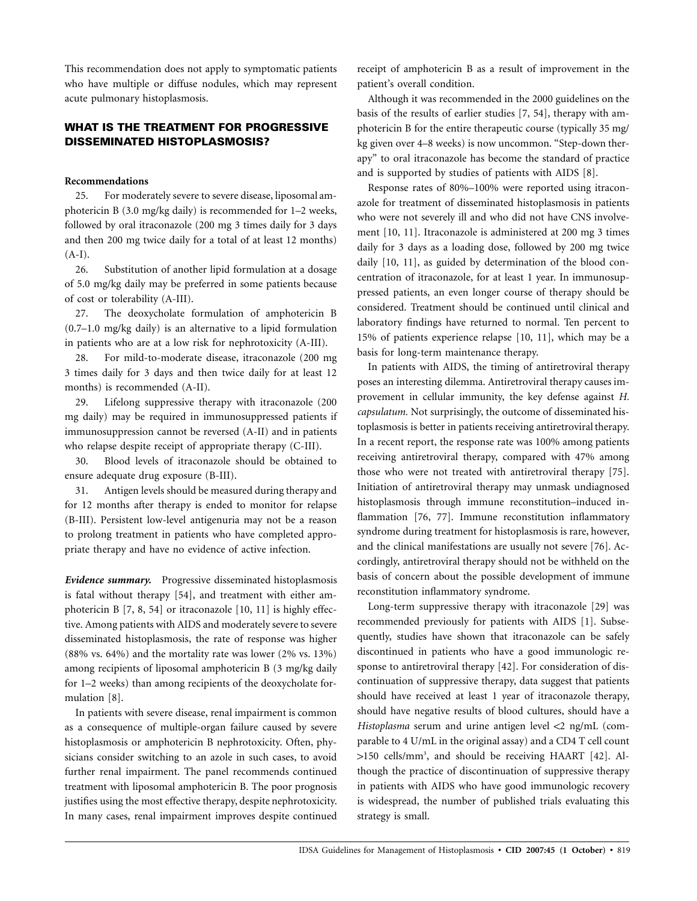This recommendation does not apply to symptomatic patients who have multiple or diffuse nodules, which may represent acute pulmonary histoplasmosis.

## WHAT IS THE TREATMENT FOR PROGRESSIVE DISSEMINATED HISTOPLASMOSIS?

**Recommendations**

25. For moderately severe to severe disease, liposomal amphotericin B (3.0 mg/kg daily) is recommended for 1–2 weeks, followed by oral itraconazole (200 mg 3 times daily for 3 days and then 200 mg twice daily for a total of at least 12 months) (A-I).

26. Substitution of another lipid formulation at a dosage of 5.0 mg/kg daily may be preferred in some patients because of cost or tolerability (A-III).

27. The deoxycholate formulation of amphotericin B (0.7–1.0 mg/kg daily) is an alternative to a lipid formulation in patients who are at a low risk for nephrotoxicity (A-III).

28. For mild-to-moderate disease, itraconazole (200 mg 3 times daily for 3 days and then twice daily for at least 12 months) is recommended (A-II).

29. Lifelong suppressive therapy with itraconazole (200 mg daily) may be required in immunosuppressed patients if immunosuppression cannot be reversed (A-II) and in patients who relapse despite receipt of appropriate therapy (C-III).

30. Blood levels of itraconazole should be obtained to ensure adequate drug exposure (B-III).

31. Antigen levels should be measured during therapy and for 12 months after therapy is ended to monitor for relapse (B-III). Persistent low-level antigenuria may not be a reason to prolong treatment in patients who have completed appropriate therapy and have no evidence of active infection.

***Evidence summary.*** Progressive disseminated histoplasmosis is fatal without therapy [54], and treatment with either amphotericin B [7, 8, 54] or itraconazole [10, 11] is highly effective. Among patients with AIDS and moderately severe to severe disseminated histoplasmosis, the rate of response was higher (88% vs. 64%) and the mortality rate was lower (2% vs. 13%) among recipients of liposomal amphotericin B (3 mg/kg daily for 1–2 weeks) than among recipients of the deoxycholate formulation [8].

In patients with severe disease, renal impairment is common as a consequence of multiple-organ failure caused by severe histoplasmosis or amphotericin B nephrotoxicity. Often, physicians consider switching to an azole in such cases, to avoid further renal impairment. The panel recommends continued treatment with liposomal amphotericin B. The poor prognosis justifies using the most effective therapy, despite nephrotoxicity. In many cases, renal impairment improves despite continued receipt of amphotericin B as a result of improvement in the patient's overall condition.

Although it was recommended in the 2000 guidelines on the basis of the results of earlier studies [7, 54], therapy with amphotericin B for the entire therapeutic course (typically 35 mg/kg given over 4–8 weeks) is now uncommon. "Step-down therapy" to oral itraconazole has become the standard of practice and is supported by studies of patients with AIDS [8].

Response rates of 80%–100% were reported using itraconazole for treatment of disseminated histoplasmosis in patients who were not severely ill and who did not have CNS involvement [10, 11]. Itraconazole is administered at 200 mg 3 times daily for 3 days as a loading dose, followed by 200 mg twice daily [10, 11], as guided by determination of the blood concentration of itraconazole, for at least 1 year. In immunosuppressed patients, an even longer course of therapy should be considered. Treatment should be continued until clinical and laboratory findings have returned to normal. Ten percent to 15% of patients experience relapse [10, 11], which may be a basis for long-term maintenance therapy.

In patients with AIDS, the timing of antiretroviral therapy poses an interesting dilemma. Antiretroviral therapy causes improvement in cellular immunity, the key defense against *H. capsulatum*. Not surprisingly, the outcome of disseminated histoplasmosis is better in patients receiving antiretroviral therapy. In a recent report, the response rate was 100% among patients receiving antiretroviral therapy, compared with 47% among those who were not treated with antiretroviral therapy [75]. Initiation of antiretroviral therapy may unmask undiagnosed histoplasmosis through immune reconstitution–induced inflammation [76, 77]. Immune reconstitution inflammatory syndrome during treatment for histoplasmosis is rare, however, and the clinical manifestations are usually not severe [76]. Accordingly, antiretroviral therapy should not be withheld on the basis of concern about the possible development of immune reconstitution inflammatory syndrome.

Long-term suppressive therapy with itraconazole [29] was recommended previously for patients with AIDS [1]. Subsequently, studies have shown that itraconazole can be safely discontinued in patients who have a good immunologic response to antiretroviral therapy [42]. For consideration of discontinuation of suppressive therapy, data suggest that patients should have received at least 1 year of itraconazole therapy, should have negative results of blood cultures, should have a *Histoplasma* serum and urine antigen level <2 ng/mL (comparable to 4 U/mL in the original assay) and a CD4 T cell count >150 cells/mm$^3$, and should be receiving HAART [42]. Although the practice of discontinuation of suppressive therapy in patients with AIDS who have good immunologic recovery is widespread, the number of published trials evaluating this strategy is small.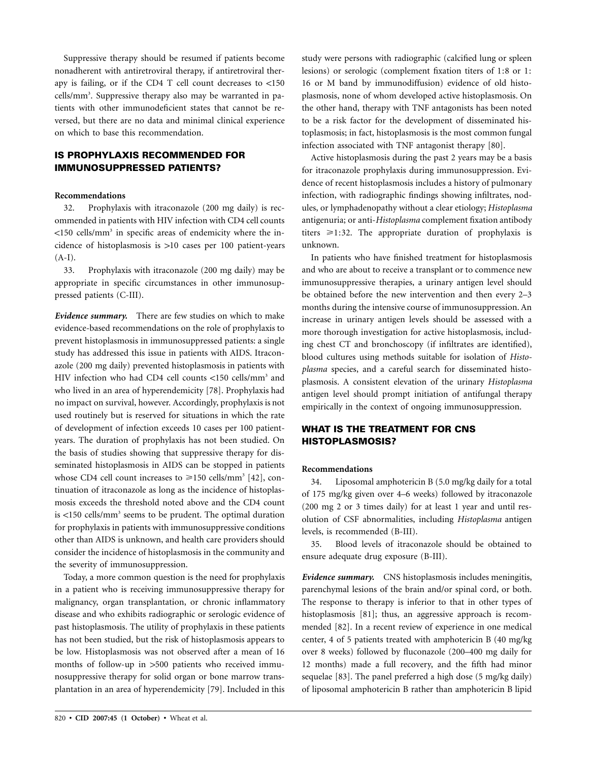Suppressive therapy should be resumed if patients become nonadherent with antiretroviral therapy, if antiretroviral therapy is failing, or if the CD4 T cell count decreases to <150 cells/mm$^3$. Suppressive therapy also may be warranted in patients with other immunodeficient states that cannot be reversed, but there are no data and minimal clinical experience on which to base this recommendation.

## IS PROPHYLAXIS RECOMMENDED FOR IMMUNOSUPPRESSED PATIENTS?

**Recommendations**

32. Prophylaxis with itraconazole (200 mg daily) is recommended in patients with HIV infection with CD4 cell counts <150 cells/mm$^3$ in specific areas of endemicity where the incidence of histoplasmosis is >10 cases per 100 patient-years (A-I).

33. Prophylaxis with itraconazole (200 mg daily) may be appropriate in specific circumstances in other immunosuppressed patients (C-III).

***Evidence summary.*** There are few studies on which to make evidence-based recommendations on the role of prophylaxis to prevent histoplasmosis in immunosuppressed patients: a single study has addressed this issue in patients with AIDS. Itraconazole (200 mg daily) prevented histoplasmosis in patients with HIV infection who had CD4 cell counts <150 cells/mm$^3$ and who lived in an area of hyperendemicity [78]. Prophylaxis had no impact on survival, however. Accordingly, prophylaxis is not used routinely but is reserved for situations in which the rate of development of infection exceeds 10 cases per 100 patient-years. The duration of prophylaxis has not been studied. On the basis of studies showing that suppressive therapy for disseminated histoplasmosis in AIDS can be stopped in patients whose CD4 cell count increases to ⩾150 cells/mm$^3$ [42], continuation of itraconazole as long as the incidence of histoplasmosis exceeds the threshold noted above and the CD4 count is <150 cells/mm$^3$ seems to be prudent. The optimal duration for prophylaxis in patients with immunosuppressive conditions other than AIDS is unknown, and health care providers should consider the incidence of histoplasmosis in the community and the severity of immunosuppression.

Today, a more common question is the need for prophylaxis in a patient who is receiving immunosuppressive therapy for malignancy, organ transplantation, or chronic inflammatory disease and who exhibits radiographic or serologic evidence of past histoplasmosis. The utility of prophylaxis in these patients has not been studied, but the risk of histoplasmosis appears to be low. Histoplasmosis was not observed after a mean of 16 months of follow-up in >500 patients who received immunosuppressive therapy for solid organ or bone marrow transplantation in an area of hyperendemicity [79]. Included in this study were persons with radiographic (calcified lung or spleen lesions) or serologic (complement fixation titers of 1:8 or 1:16 or M band by immunodiffusion) evidence of old histoplasmosis, none of whom developed active histoplasmosis. On the other hand, therapy with TNF antagonists has been noted to be a risk factor for the development of disseminated histoplasmosis; in fact, histoplasmosis is the most common fungal infection associated with TNF antagonist therapy [80].

Active histoplasmosis during the past 2 years may be a basis for itraconazole prophylaxis during immunosuppression. Evidence of recent histoplasmosis includes a history of pulmonary infection, with radiographic findings showing infiltrates, nodules, or lymphadenopathy without a clear etiology; *Histoplasma* antigenuria; or anti-*Histoplasma* complement fixation antibody titers ⩾1:32. The appropriate duration of prophylaxis is unknown.

In patients who have finished treatment for histoplasmosis and who are about to receive a transplant or to commence new immunosuppressive therapies, a urinary antigen level should be obtained before the new intervention and then every 2–3 months during the intensive course of immunosuppression. An increase in urinary antigen levels should be assessed with a more thorough investigation for active histoplasmosis, including chest CT and bronchoscopy (if infiltrates are identified), blood cultures using methods suitable for isolation of *Histoplasma* species, and a careful search for disseminated histoplasmosis. A consistent elevation of the urinary *Histoplasma* antigen level should prompt initiation of antifungal therapy empirically in the context of ongoing immunosuppression.

## WHAT IS THE TREATMENT FOR CNS HISTOPLASMOSIS?

**Recommendations**

34. Liposomal amphotericin B (5.0 mg/kg daily for a total of 175 mg/kg given over 4–6 weeks) followed by itraconazole (200 mg 2 or 3 times daily) for at least 1 year and until resolution of CSF abnormalities, including *Histoplasma* antigen levels, is recommended (B-III).

35. Blood levels of itraconazole should be obtained to ensure adequate drug exposure (B-III).

***Evidence summary.*** CNS histoplasmosis includes meningitis, parenchymal lesions of the brain and/or spinal cord, or both. The response to therapy is inferior to that in other types of histoplasmosis [81]; thus, an aggressive approach is recommended [82]. In a recent review of experience in one medical center, 4 of 5 patients treated with amphotericin B (40 mg/kg over 8 weeks) followed by fluconazole (200–400 mg daily for 12 months) made a full recovery, and the fifth had minor sequelae [83]. The panel preferred a high dose (5 mg/kg daily) of liposomal amphotericin B rather than amphotericin B lipid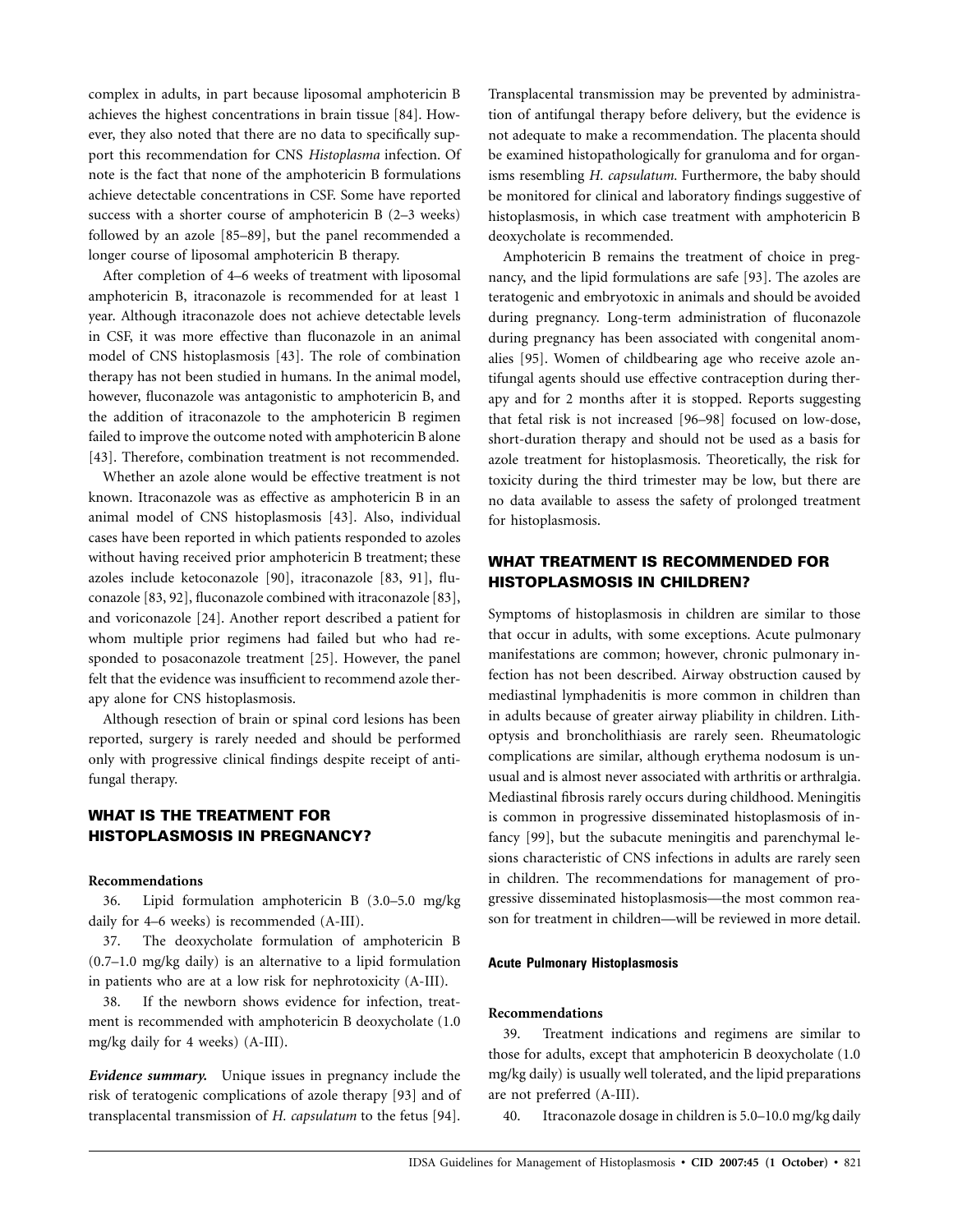complex in adults, in part because liposomal amphotericin B achieves the highest concentrations in brain tissue [84]. However, they also noted that there are no data to specifically support this recommendation for CNS *Histoplasma* infection. Of note is the fact that none of the amphotericin B formulations achieve detectable concentrations in CSF. Some have reported success with a shorter course of amphotericin B (2–3 weeks) followed by an azole [85–89], but the panel recommended a longer course of liposomal amphotericin B therapy.

After completion of 4–6 weeks of treatment with liposomal amphotericin B, itraconazole is recommended for at least 1 year. Although itraconazole does not achieve detectable levels in CSF, it was more effective than fluconazole in an animal model of CNS histoplasmosis [43]. The role of combination therapy has not been studied in humans. In the animal model, however, fluconazole was antagonistic to amphotericin B, and the addition of itraconazole to the amphotericin B regimen failed to improve the outcome noted with amphotericin B alone [43]. Therefore, combination treatment is not recommended.

Whether an azole alone would be effective treatment is not known. Itraconazole was as effective as amphotericin B in an animal model of CNS histoplasmosis [43]. Also, individual cases have been reported in which patients responded to azoles without having received prior amphotericin B treatment; these azoles include ketoconazole [90], itraconazole [83, 91], fluconazole [83, 92], fluconazole combined with itraconazole [83], and voriconazole [24]. Another report described a patient for whom multiple prior regimens had failed but who had responded to posaconazole treatment [25]. However, the panel felt that the evidence was insufficient to recommend azole therapy alone for CNS histoplasmosis.

Although resection of brain or spinal cord lesions has been reported, surgery is rarely needed and should be performed only with progressive clinical findings despite receipt of antifungal therapy.

## WHAT IS THE TREATMENT FOR HISTOPLASMOSIS IN PREGNANCY?

**Recommendations**

36. Lipid formulation amphotericin B (3.0–5.0 mg/kg daily for 4–6 weeks) is recommended (A-III).

37. The deoxycholate formulation of amphotericin B (0.7–1.0 mg/kg daily) is an alternative to a lipid formulation in patients who are at a low risk for nephrotoxicity (A-III).

38. If the newborn shows evidence for infection, treatment is recommended with amphotericin B deoxycholate (1.0 mg/kg daily for 4 weeks) (A-III).

***Evidence summary.*** Unique issues in pregnancy include the risk of teratogenic complications of azole therapy [93] and of transplacental transmission of *H. capsulatum* to the fetus [94]. Transplacental transmission may be prevented by administration of antifungal therapy before delivery, but the evidence is not adequate to make a recommendation. The placenta should be examined histopathologically for granuloma and for organisms resembling *H. capsulatum.* Furthermore, the baby should be monitored for clinical and laboratory findings suggestive of histoplasmosis, in which case treatment with amphotericin B deoxycholate is recommended.

Amphotericin B remains the treatment of choice in pregnancy, and the lipid formulations are safe [93]. The azoles are teratogenic and embryotoxic in animals and should be avoided during pregnancy. Long-term administration of fluconazole during pregnancy has been associated with congenital anomalies [95]. Women of childbearing age who receive azole antifungal agents should use effective contraception during therapy and for 2 months after it is stopped. Reports suggesting that fetal risk is not increased [96–98] focused on low-dose, short-duration therapy and should not be used as a basis for azole treatment for histoplasmosis. Theoretically, the risk for toxicity during the third trimester may be low, but there are no data available to assess the safety of prolonged treatment for histoplasmosis.

## WHAT TREATMENT IS RECOMMENDED FOR HISTOPLASMOSIS IN CHILDREN?

Symptoms of histoplasmosis in children are similar to those that occur in adults, with some exceptions. Acute pulmonary manifestations are common; however, chronic pulmonary infection has not been described. Airway obstruction caused by mediastinal lymphadenitis is more common in children than in adults because of greater airway pliability in children. Lithoptysis and broncholithiasis are rarely seen. Rheumatologic complications are similar, although erythema nodosum is unusual and is almost never associated with arthritis or arthralgia. Mediastinal fibrosis rarely occurs during childhood. Meningitis is common in progressive disseminated histoplasmosis of infancy [99], but the subacute meningitis and parenchymal lesions characteristic of CNS infections in adults are rarely seen in children. The recommendations for management of progressive disseminated histoplasmosis—the most common reason for treatment in children—will be reviewed in more detail.

### Acute Pulmonary Histoplasmosis

**Recommendations**

39. Treatment indications and regimens are similar to those for adults, except that amphotericin B deoxycholate (1.0 mg/kg daily) is usually well tolerated, and the lipid preparations are not preferred (A-III).

40. Itraconazole dosage in children is 5.0–10.0 mg/kg daily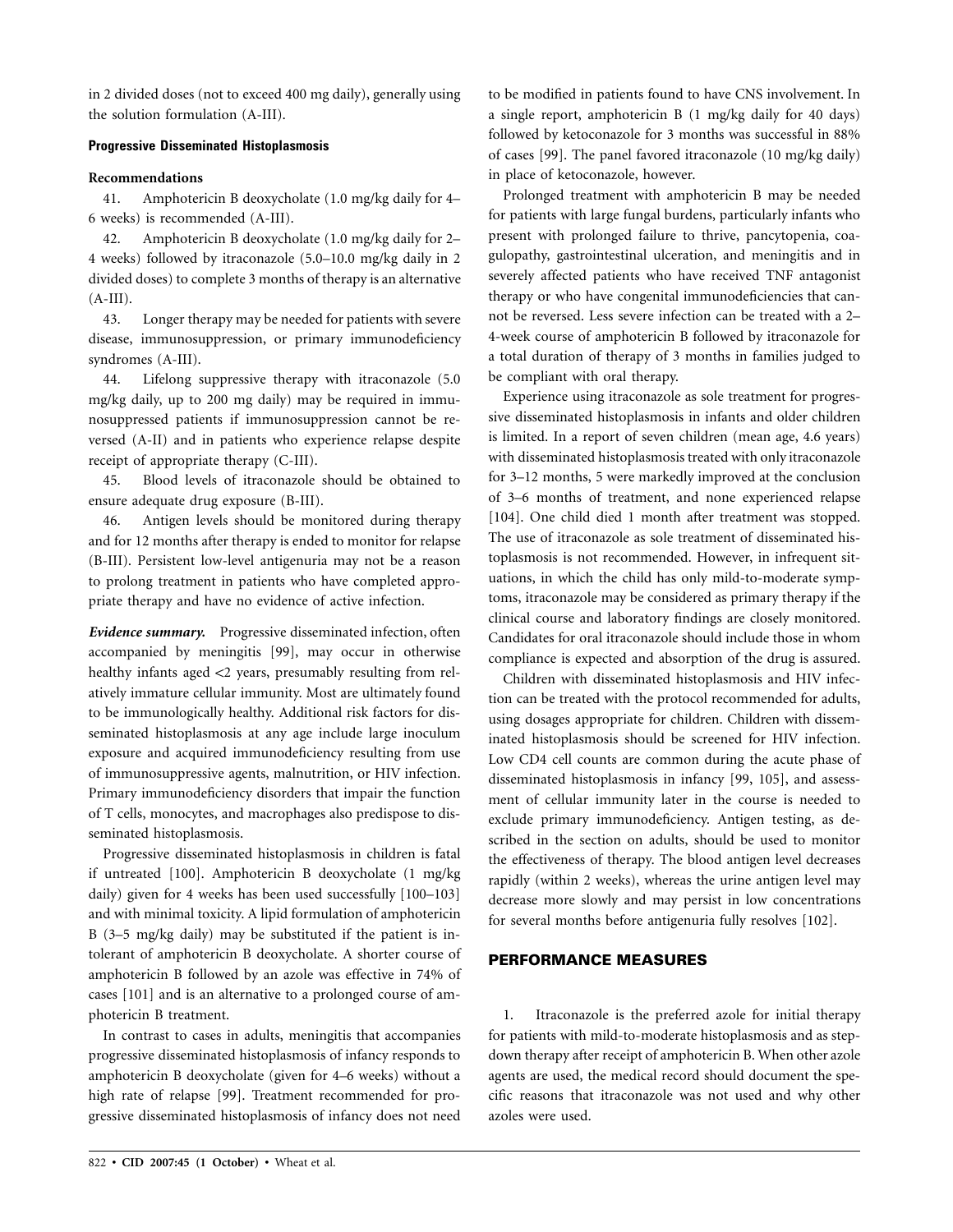in 2 divided doses (not to exceed 400 mg daily), generally using the solution formulation (A-III).

#### Progressive Disseminated Histoplasmosis

**Recommendations**

41. Amphotericin B deoxycholate (1.0 mg/kg daily for 4–6 weeks) is recommended (A-III).

42. Amphotericin B deoxycholate (1.0 mg/kg daily for 2–4 weeks) followed by itraconazole (5.0–10.0 mg/kg daily in 2 divided doses) to complete 3 months of therapy is an alternative (A-III).

43. Longer therapy may be needed for patients with severe disease, immunosuppression, or primary immunodeficiency syndromes (A-III).

44. Lifelong suppressive therapy with itraconazole (5.0 mg/kg daily, up to 200 mg daily) may be required in immunosuppressed patients if immunosuppression cannot be reversed (A-II) and in patients who experience relapse despite receipt of appropriate therapy (C-III).

45. Blood levels of itraconazole should be obtained to ensure adequate drug exposure (B-III).

46. Antigen levels should be monitored during therapy and for 12 months after therapy is ended to monitor for relapse (B-III). Persistent low-level antigenuria may not be a reason to prolong treatment in patients who have completed appropriate therapy and have no evidence of active infection.

***Evidence summary.*** Progressive disseminated infection, often accompanied by meningitis [99], may occur in otherwise healthy infants aged <2 years, presumably resulting from relatively immature cellular immunity. Most are ultimately found to be immunologically healthy. Additional risk factors for disseminated histoplasmosis at any age include large inoculum exposure and acquired immunodeficiency resulting from use of immunosuppressive agents, malnutrition, or HIV infection. Primary immunodeficiency disorders that impair the function of T cells, monocytes, and macrophages also predispose to disseminated histoplasmosis.

Progressive disseminated histoplasmosis in children is fatal if untreated [100]. Amphotericin B deoxycholate (1 mg/kg daily) given for 4 weeks has been used successfully [100–103] and with minimal toxicity. A lipid formulation of amphotericin B (3–5 mg/kg daily) may be substituted if the patient is intolerant of amphotericin B deoxycholate. A shorter course of amphotericin B followed by an azole was effective in 74% of cases [101] and is an alternative to a prolonged course of amphotericin B treatment.

In contrast to cases in adults, meningitis that accompanies progressive disseminated histoplasmosis of infancy responds to amphotericin B deoxycholate (given for 4–6 weeks) without a high rate of relapse [99]. Treatment recommended for progressive disseminated histoplasmosis of infancy does not need to be modified in patients found to have CNS involvement. In a single report, amphotericin B (1 mg/kg daily for 40 days) followed by ketoconazole for 3 months was successful in 88% of cases [99]. The panel favored itraconazole (10 mg/kg daily) in place of ketoconazole, however.

Prolonged treatment with amphotericin B may be needed for patients with large fungal burdens, particularly infants who present with prolonged failure to thrive, pancytopenia, coagulopathy, gastrointestinal ulceration, and meningitis and in severely affected patients who have received TNF antagonist therapy or who have congenital immunodeficiencies that cannot be reversed. Less severe infection can be treated with a 2–4-week course of amphotericin B followed by itraconazole for a total duration of therapy of 3 months in families judged to be compliant with oral therapy.

Experience using itraconazole as sole treatment for progressive disseminated histoplasmosis in infants and older children is limited. In a report of seven children (mean age, 4.6 years) with disseminated histoplasmosis treated with only itraconazole for 3–12 months, 5 were markedly improved at the conclusion of 3–6 months of treatment, and none experienced relapse [104]. One child died 1 month after treatment was stopped. The use of itraconazole as sole treatment of disseminated histoplasmosis is not recommended. However, in infrequent situations, in which the child has only mild-to-moderate symptoms, itraconazole may be considered as primary therapy if the clinical course and laboratory findings are closely monitored. Candidates for oral itraconazole should include those in whom compliance is expected and absorption of the drug is assured.

Children with disseminated histoplasmosis and HIV infection can be treated with the protocol recommended for adults, using dosages appropriate for children. Children with disseminated histoplasmosis should be screened for HIV infection. Low CD4 cell counts are common during the acute phase of disseminated histoplasmosis in infancy [99, 105], and assessment of cellular immunity later in the course is needed to exclude primary immunodeficiency. Antigen testing, as described in the section on adults, should be used to monitor the effectiveness of therapy. The blood antigen level decreases rapidly (within 2 weeks), whereas the urine antigen level may decrease more slowly and may persist in low concentrations for several months before antigenuria fully resolves [102].

## PERFORMANCE MEASURES

1. Itraconazole is the preferred azole for initial therapy for patients with mild-to-moderate histoplasmosis and as step-down therapy after receipt of amphotericin B. When other azole agents are used, the medical record should document the specific reasons that itraconazole was not used and why other azoles were used.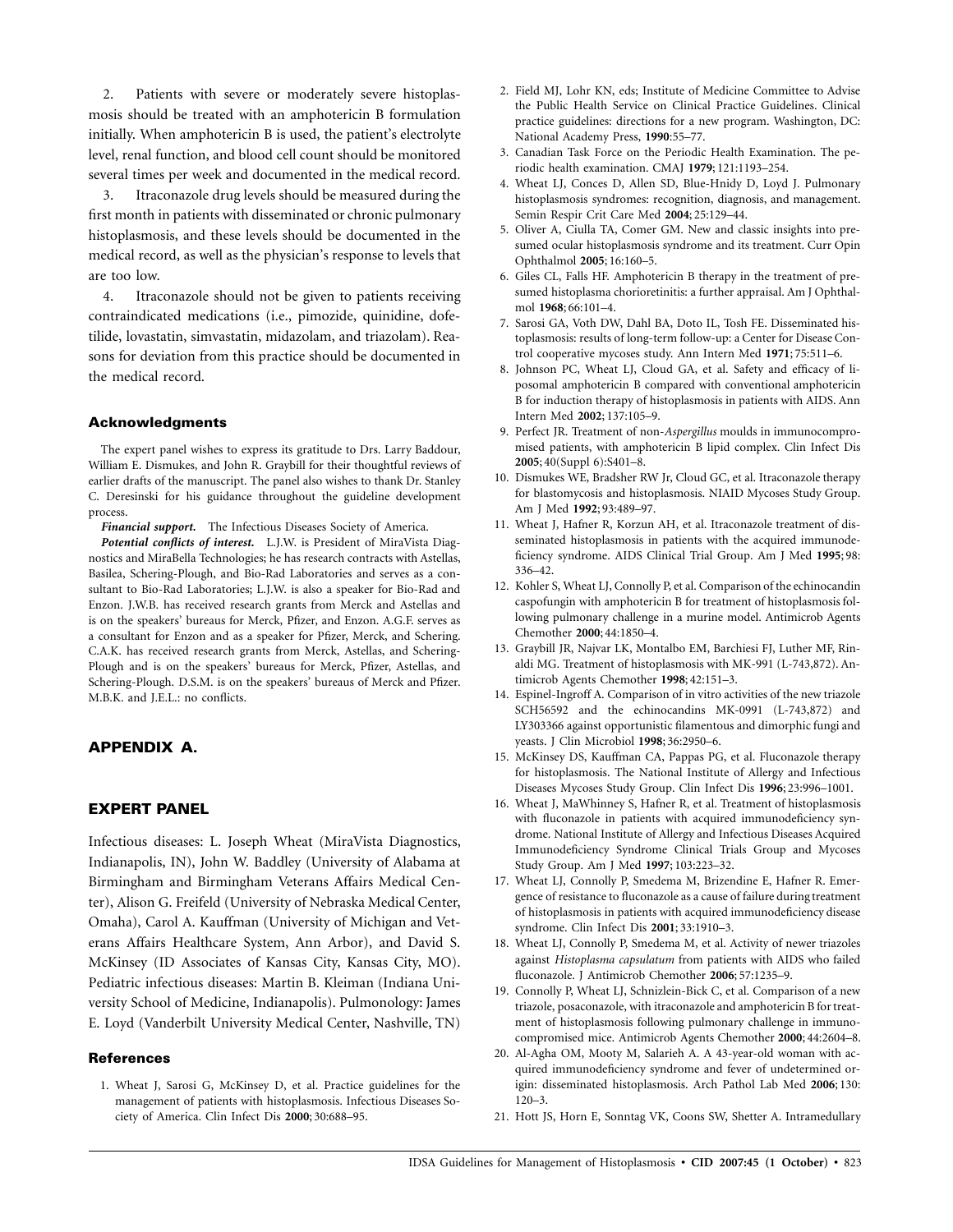2. Patients with severe or moderately severe histoplasmosis should be treated with an amphotericin B formulation initially. When amphotericin B is used, the patient's electrolyte level, renal function, and blood cell count should be monitored several times per week and documented in the medical record.

3. Itraconazole drug levels should be measured during the first month in patients with disseminated or chronic pulmonary histoplasmosis, and these levels should be documented in the medical record, as well as the physician's response to levels that are too low.

4. Itraconazole should not be given to patients receiving contraindicated medications (i.e., pimozide, quinidine, dofetilide, lovastatin, simvastatin, midazolam, and triazolam). Reasons for deviation from this practice should be documented in the medical record.

### Acknowledgments

The expert panel wishes to express its gratitude to Drs. Larry Baddour, William E. Dismukes, and John R. Graybill for their thoughtful reviews of earlier drafts of the manuscript. The panel also wishes to thank Dr. Stanley C. Deresinski for his guidance throughout the guideline development process.

***Financial support.*** The Infectious Diseases Society of America.

***Potential conflicts of interest.*** L.J.W. is President of MiraVista Diagnostics and MiraBella Technologies; he has research contracts with Astellas, Basilea, Schering-Plough, and Bio-Rad Laboratories and serves as a consultant to Bio-Rad Laboratories; L.J.W. is also a speaker for Bio-Rad and Enzon. J.W.B. has received research grants from Merck and Astellas and is on the speakers' bureaus for Merck, Pfizer, and Enzon. A.G.F. serves as a consultant for Enzon and as a speaker for Pfizer, Merck, and Schering. C.A.K. has received research grants from Merck, Astellas, and Schering-Plough and is on the speakers' bureaus for Merck, Pfizer, Astellas, and Schering-Plough. D.S.M. is on the speakers' bureaus of Merck and Pfizer. M.B.K. and J.E.L.: no conflicts.

## APPENDIX A.

## EXPERT PANEL

Infectious diseases: L. Joseph Wheat (MiraVista Diagnostics, Indianapolis, IN), John W. Baddley (University of Alabama at Birmingham and Birmingham Veterans Affairs Medical Center), Alison G. Freifeld (University of Nebraska Medical Center, Omaha), Carol A. Kauffman (University of Michigan and Veterans Affairs Healthcare System, Ann Arbor), and David S. McKinsey (ID Associates of Kansas City, Kansas City, MO). Pediatric infectious diseases: Martin B. Kleiman (Indiana University School of Medicine, Indianapolis). Pulmonology: James E. Loyd (Vanderbilt University Medical Center, Nashville, TN)

### References

1. Wheat J, Sarosi G, McKinsey D, et al. Practice guidelines for the management of patients with histoplasmosis. Infectious Diseases Society of America. Clin Infect Dis **2000**; 30:688–95.
2. Field MJ, Lohr KN, eds; Institute of Medicine Committee to Advise the Public Health Service on Clinical Practice Guidelines. Clinical practice guidelines: directions for a new program. Washington, DC: National Academy Press, **1990**:55–77.
3. Canadian Task Force on the Periodic Health Examination. The periodic health examination. CMAJ **1979**; 121:1193–254.
4. Wheat LJ, Conces D, Allen SD, Blue-Hnidy D, Loyd J. Pulmonary histoplasmosis syndromes: recognition, diagnosis, and management. Semin Respir Crit Care Med **2004**; 25:129–44.
5. Oliver A, Ciulla TA, Comer GM. New and classic insights into presumed ocular histoplasmosis syndrome and its treatment. Curr Opin Ophthalmol **2005**; 16:160–5.
6. Giles CL, Falls HF. Amphotericin B therapy in the treatment of presumed histoplasma chorioretinitis: a further appraisal. Am J Ophthalmol **1968**; 66:101–4.
7. Sarosi GA, Voth DW, Dahl BA, Doto IL, Tosh FE. Disseminated histoplasmosis: results of long-term follow-up: a Center for Disease Control cooperative mycoses study. Ann Intern Med **1971**; 75:511–6.
8. Johnson PC, Wheat LJ, Cloud GA, et al. Safety and efficacy of liposomal amphotericin B compared with conventional amphotericin B for induction therapy of histoplasmosis in patients with AIDS. Ann Intern Med **2002**; 137:105–9.
9. Perfect JR. Treatment of non-*Aspergillus* moulds in immunocompromised patients, with amphotericin B lipid complex. Clin Infect Dis **2005**; 40(Suppl 6):S401–8.
10. Dismukes WE, Bradsher RW Jr, Cloud GC, et al. Itraconazole therapy for blastomycosis and histoplasmosis. NIAID Mycoses Study Group. Am J Med **1992**; 93:489–97.
11. Wheat J, Hafner R, Korzun AH, et al. Itraconazole treatment of disseminated histoplasmosis in patients with the acquired immunodeficiency syndrome. AIDS Clinical Trial Group. Am J Med **1995**; 98: 336–42.
12. Kohler S, Wheat LJ, Connolly P, et al. Comparison of the echinocandin caspofungin with amphotericin B for treatment of histoplasmosis following pulmonary challenge in a murine model. Antimicrob Agents Chemother **2000**; 44:1850–4.
13. Graybill JR, Najvar LK, Montalbo EM, Barchiesi FJ, Luther MF, Rinaldi MG. Treatment of histoplasmosis with MK-991 (L-743,872). Antimicrob Agents Chemother **1998**; 42:151–3.
14. Espinel-Ingroff A. Comparison of in vitro activities of the new triazole SCH56592 and the echinocandins MK-0991 (L-743,872) and LY303366 against opportunistic filamentous and dimorphic fungi and yeasts. J Clin Microbiol **1998**; 36:2950–6.
15. McKinsey DS, Kauffman CA, Pappas PG, et al. Fluconazole therapy for histoplasmosis. The National Institute of Allergy and Infectious Diseases Mycoses Study Group. Clin Infect Dis **1996**; 23:996–1001.
16. Wheat J, MaWhinney S, Hafner R, et al. Treatment of histoplasmosis with fluconazole in patients with acquired immunodeficiency syndrome. National Institute of Allergy and Infectious Diseases Acquired Immunodeficiency Syndrome Clinical Trials Group and Mycoses Study Group. Am J Med **1997**; 103:223–32.
17. Wheat LJ, Connolly P, Smedema M, Brizendine E, Hafner R. Emergence of resistance to fluconazole as a cause of failure during treatment of histoplasmosis in patients with acquired immunodeficiency disease syndrome. Clin Infect Dis **2001**; 33:1910–3.
18. Wheat LJ, Connolly P, Smedema M, et al. Activity of newer triazoles against *Histoplasma capsulatum* from patients with AIDS who failed fluconazole. J Antimicrob Chemother **2006**; 57:1235–9.
19. Connolly P, Wheat LJ, Schnizlein-Bick C, et al. Comparison of a new triazole, posaconazole, with itraconazole and amphotericin B for treatment of histoplasmosis following pulmonary challenge in immunocompromised mice. Antimicrob Agents Chemother **2000**; 44:2604–8.
20. Al-Agha OM, Mooty M, Salarieh A. A 43-year-old woman with acquired immunodeficiency syndrome and fever of undetermined origin: disseminated histoplasmosis. Arch Pathol Lab Med **2006**; 130: 120–3.
21. Hott JS, Horn E, Sonntag VK, Coons SW, Shetter A. Intramedullary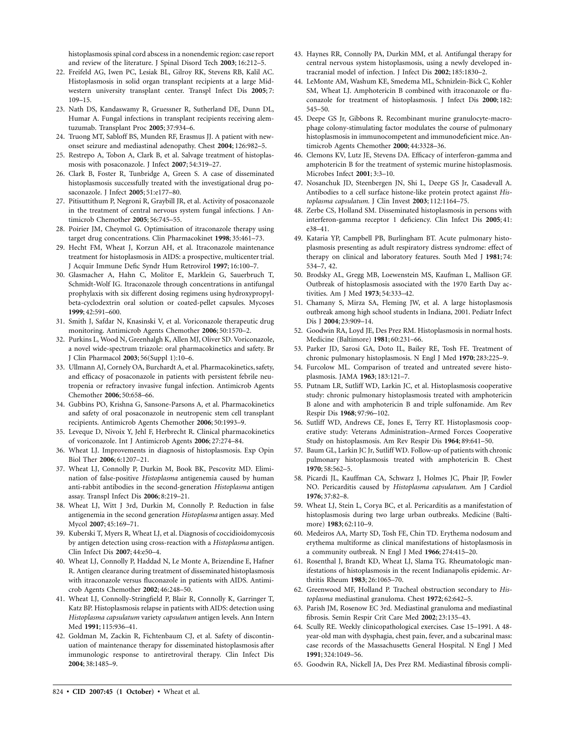histoplasmosis spinal cord abscess in a nonendemic region: case report and review of the literature. J Spinal Disord Tech **2003**; 16:212–5.

22. Freifeld AG, Iwen PC, Lesiak BL, Gilroy RK, Stevens RB, Kalil AC. Histoplasmosis in solid organ transplant recipients at a large Midwestern university transplant center. Transpl Infect Dis **2005**; 7: 109–15.
23. Nath DS, Kandaswamy R, Gruessner R, Sutherland DE, Dunn DL, Humar A. Fungal infections in transplant recipients receiving alemtuzumab. Transplant Proc **2005**; 37:934–6.
24. Truong MT, Sabloff BS, Munden RF, Erasmus JJ. A patient with new-onset seizure and mediastinal adenopathy. Chest **2004**; 126:982–5.
25. Restrepo A, Tobon A, Clark B, et al. Salvage treatment of histoplasmosis with posaconazole. J Infect **2007**; 54:319–27.
26. Clark B, Foster R, Tunbridge A, Green S. A case of disseminated histoplasmosis successfully treated with the investigational drug posaconazole. J Infect **2005**; 51:e177–80.
27. Pitisuttithum P, Negroni R, Graybill JR, et al. Activity of posaconazole in the treatment of central nervous system fungal infections. J Antimicrob Chemother **2005**; 56:745–55.
28. Poirier JM, Cheymol G. Optimisation of itraconazole therapy using target drug concentrations. Clin Pharmacokinet **1998**; 35:461–73.
29. Hecht FM, Wheat J, Korzun AH, et al. Itraconazole maintenance treatment for histoplasmosis in AIDS: a prospective, multicenter trial. J Acquir Immune Defic Syndr Hum Retrovirol **1997**; 16:100–7.
30. Glasmacher A, Hahn C, Molitor E, Marklein G, Sauerbruch T, Schmidt-Wolf IG. Itraconazole through concentrations in antifungal prophylaxis with six different dosing regimens using hydroxypropyl-beta-cyclodextrin oral solution or coated-pellet capsules. Mycoses **1999**; 42:591–600.
31. Smith J, Safdar N, Knasinski V, et al. Voriconazole therapeutic drug monitoring. Antimicrob Agents Chemother **2006**; 50:1570–2.
32. Purkins L, Wood N, Greenhalgh K, Allen MJ, Oliver SD. Voriconazole, a novel wide-spectrum triazole: oral pharmacokinetics and safety. Br J Clin Pharmacol **2003**; 56(Suppl 1):10–6.
33. Ullmann AJ, Cornely OA, Burchardt A, et al. Pharmacokinetics, safety, and efficacy of posaconazole in patients with persistent febrile neutropenia or refractory invasive fungal infection. Antimicrob Agents Chemother **2006**; 50:658–66.
34. Gubbins PO, Krishna G, Sansone-Parsons A, et al. Pharmacokinetics and safety of oral posaconazole in neutropenic stem cell transplant recipients. Antimicrob Agents Chemother **2006**; 50:1993–9.
35. Leveque D, Nivoix Y, Jehl F, Herbrecht R. Clinical pharmacokinetics of voriconazole. Int J Antimicrob Agents **2006**; 27:274–84.
36. Wheat LJ. Improvements in diagnosis of histoplasmosis. Exp Opin Biol Ther **2006**; 6:1207–21.
37. Wheat LJ, Connolly P, Durkin M, Book BK, Pescovitz MD. Elimination of false-positive *Histoplasma* antigenemia caused by human anti-rabbit antibodies in the second-generation *Histoplasma* antigen assay. Transpl Infect Dis **2006**; 8:219–21.
38. Wheat LJ, Witt J 3rd, Durkin M, Connolly P. Reduction in false antigenemia in the second generation *Histoplasma* antigen assay. Med Mycol **2007**; 45:169–71.
39. Kuberski T, Myers R, Wheat LJ, et al. Diagnosis of coccidioidomycosis by antigen detection using cross-reaction with a *Histoplasma* antigen. Clin Infect Dis **2007**; 44:e50–4.
40. Wheat LJ, Connolly P, Haddad N, Le Monte A, Brizendine E, Hafner R. Antigen clearance during treatment of disseminated histoplasmosis with itraconazole versus fluconazole in patients with AIDS. Antimicrob Agents Chemother **2002**; 46:248–50.
41. Wheat LJ, Connolly-Stringfield P, Blair R, Connolly K, Garringer T, Katz BP. Histoplasmosis relapse in patients with AIDS: detection using *Histoplasma capsulatum* variety *capsulatum* antigen levels. Ann Intern Med **1991**; 115:936–41.
42. Goldman M, Zackin R, Fichtenbaum CJ, et al. Safety of discontinuation of maintenance therapy for disseminated histoplasmosis after immunologic response to antiretroviral therapy. Clin Infect Dis **2004**; 38:1485–9.
43. Haynes RR, Connolly PA, Durkin MM, et al. Antifungal therapy for central nervous system histoplasmosis, using a newly developed intracranial model of infection. J Infect Dis **2002**; 185:1830–2.
44. LeMonte AM, Washum KE, Smedema ML, Schnizlein-Bick C, Kohler SM, Wheat LJ. Amphotericin B combined with itraconazole or fluconazole for treatment of histoplasmosis. J Infect Dis **2000**; 182: 545–50.
45. Deepe GS Jr, Gibbons R. Recombinant murine granulocyte-macrophage colony-stimulating factor modulates the course of pulmonary histoplasmosis in immunocompetent and immunodeficient mice. Antimicrob Agents Chemother **2000**; 44:3328–36.
46. Clemons KV, Lutz JE, Stevens DA. Efficacy of interferon-gamma and amphotericin B for the treatment of systemic murine histoplasmosis. Microbes Infect **2001**; 3:3–10.
47. Nosanchuk JD, Steenbergen JN, Shi L, Deepe GS Jr, Casadevall A. Antibodies to a cell surface histone-like protein protect against *Histoplasma capsulatum*. J Clin Invest **2003**; 112:1164–75.
48. Zerbe CS, Holland SM. Disseminated histoplasmosis in persons with interferon-gamma receptor 1 deficiency. Clin Infect Dis **2005**; 41: e38–41.
49. Kataria YP, Campbell PB, Burlingham BT. Acute pulmonary histoplasmosis presenting as adult respiratory distress syndrome: effect of therapy on clinical and laboratory features. South Med J **1981**; 74: 534–7, 42.
50. Brodsky AL, Gregg MB, Loewenstein MS, Kaufman L, Mallison GF. Outbreak of histoplasmosis associated with the 1970 Earth Day activities. Am J Med **1973**; 54:333–42.
51. Chamany S, Mirza SA, Fleming JW, et al. A large histoplasmosis outbreak among high school students in Indiana, 2001. Pediatr Infect Dis J **2004**; 23:909–14.
52. Goodwin RA, Loyd JE, Des Prez RM. Histoplasmosis in normal hosts. Medicine (Baltimore) **1981**; 60:231–66.
53. Parker JD, Sarosi GA, Doto IL, Bailey RE, Tosh FE. Treatment of chronic pulmonary histoplasmosis. N Engl J Med **1970**; 283:225–9.
54. Furcolow ML. Comparison of treated and untreated severe histoplasmosis. JAMA **1963**; 183:121–7.
55. Putnam LR, Sutliff WD, Larkin JC, et al. Histoplasmosis cooperative study: chronic pulmonary histoplasmosis treated with amphotericin B alone and with amphotericin B and triple sulfonamide. Am Rev Respir Dis **1968**; 97:96–102.
56. Sutliff WD, Andrews CE, Jones E, Terry RT. Histoplasmosis cooperative study: Veterans Administration–Armed Forces Cooperative Study on histoplasmosis. Am Rev Respir Dis **1964**; 89:641–50.
57. Baum GL, Larkin JC Jr, Sutliff WD. Follow-up of patients with chronic pulmonary histoplasmosis treated with amphotericin B. Chest **1970**; 58:562–5.
58. Picardi JL, Kauffman CA, Schwarz J, Holmes JC, Phair JP, Fowler NO. Pericarditis caused by *Histoplasma capsulatum*. Am J Cardiol **1976**; 37:82–8.
59. Wheat LJ, Stein L, Corya BC, et al. Pericarditis as a manifestation of histoplasmosis during two large urban outbreaks. Medicine (Baltimore) **1983**; 62:110–9.
60. Medeiros AA, Marty SD, Tosh FE, Chin TD. Erythema nodosum and erythema multiforme as clinical manifestations of histoplasmosis in a community outbreak. N Engl J Med **1966**; 274:415–20.
61. Rosenthal J, Brandt KD, Wheat LJ, Slama TG. Rheumatologic manifestations of histoplasmosis in the recent Indianapolis epidemic. Arthritis Rheum **1983**; 26:1065–70.
62. Greenwood MF, Holland P. Tracheal obstruction secondary to *Histoplasma* mediastinal granuloma. Chest **1972**; 62:642–5.
63. Parish JM, Rosenow EC 3rd. Mediastinal granuloma and mediastinal fibrosis. Semin Respir Crit Care Med **2002**; 23:135–43.
64. Scully RE. Weekly clinicopathological exercises. Case 15–1991. A 48-year-old man with dysphagia, chest pain, fever, and a subcarinal mass: case records of the Massachusetts General Hospital. N Engl J Med **1991**; 324:1049–56.
65. Goodwin RA, Nickell JA, Des Prez RM. Mediastinal fibrosis compli-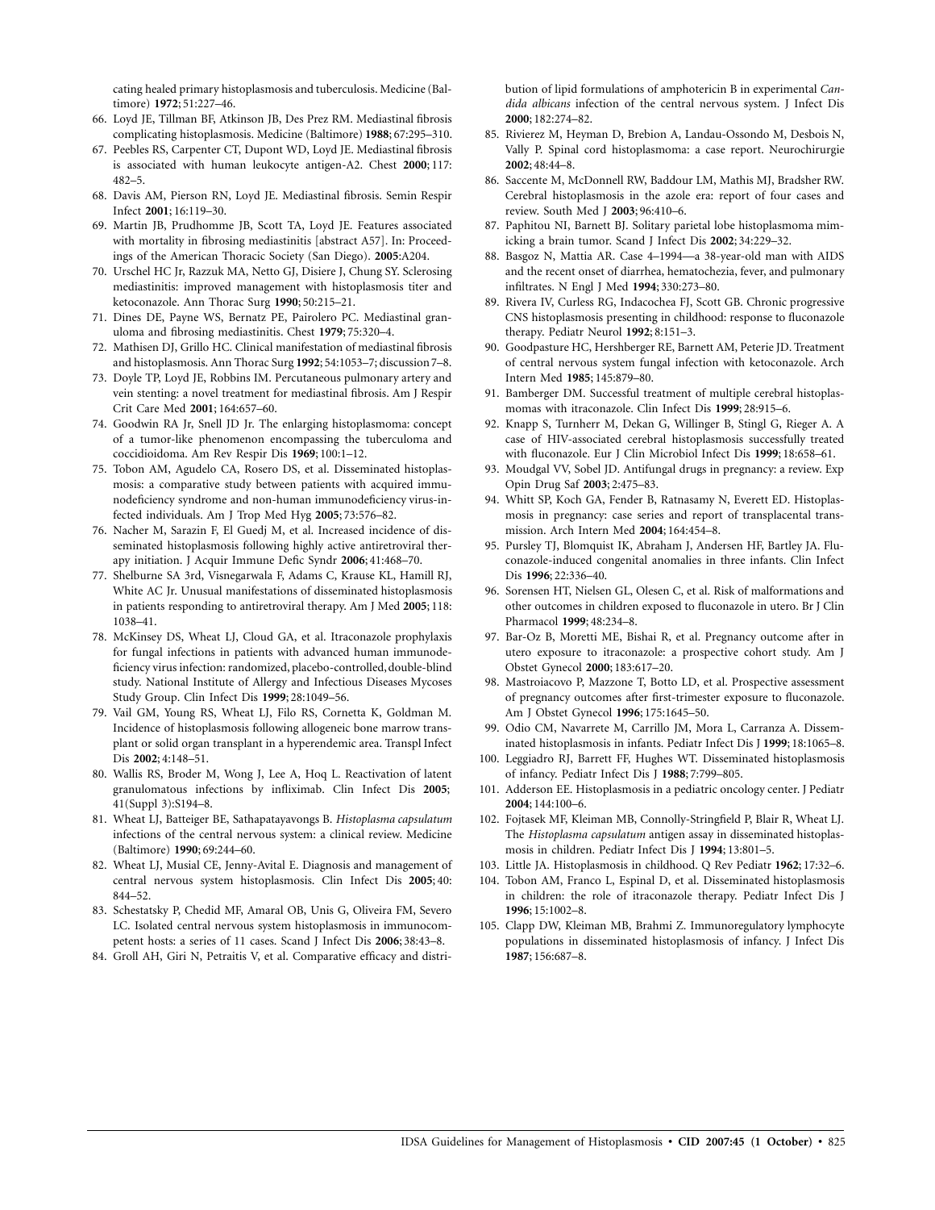cating healed primary histoplasmosis and tuberculosis. Medicine (Baltimore) **1972**; 51:227–46.

66. Loyd JE, Tillman BF, Atkinson JB, Des Prez RM. Mediastinal fibrosis complicating histoplasmosis. Medicine (Baltimore) **1988**; 67:295–310.
67. Peebles RS, Carpenter CT, Dupont WD, Loyd JE. Mediastinal fibrosis is associated with human leukocyte antigen-A2. Chest **2000**; 117: 482–5.
68. Davis AM, Pierson RN, Loyd JE. Mediastinal fibrosis. Semin Respir Infect **2001**; 16:119–30.
69. Martin JB, Prudhomme JB, Scott TA, Loyd JE. Features associated with mortality in fibrosing mediastinitis [abstract A57]. In: Proceedings of the American Thoracic Society (San Diego). **2005**:A204.
70. Urschel HC Jr, Razzuk MA, Netto GJ, Disiere J, Chung SY. Sclerosing mediastinitis: improved management with histoplasmosis titer and ketoconazole. Ann Thorac Surg **1990**; 50:215–21.
71. Dines DE, Payne WS, Bernatz PE, Pairolero PC. Mediastinal granuloma and fibrosing mediastinitis. Chest **1979**; 75:320–4.
72. Mathisen DJ, Grillo HC. Clinical manifestation of mediastinal fibrosis and histoplasmosis. Ann Thorac Surg **1992**; 54:1053–7; discussion 7–8.
73. Doyle TP, Loyd JE, Robbins IM. Percutaneous pulmonary artery and vein stenting: a novel treatment for mediastinal fibrosis. Am J Respir Crit Care Med **2001**; 164:657–60.
74. Goodwin RA Jr, Snell JD Jr. The enlarging histoplasmoma: concept of a tumor-like phenomenon encompassing the tuberculoma and coccidioidoma. Am Rev Respir Dis **1969**; 100:1–12.
75. Tobon AM, Agudelo CA, Rosero DS, et al. Disseminated histoplasmosis: a comparative study between patients with acquired immunodeficiency syndrome and non-human immunodeficiency virus-infected individuals. Am J Trop Med Hyg **2005**; 73:576–82.
76. Nacher M, Sarazin F, El Guedj M, et al. Increased incidence of disseminated histoplasmosis following highly active antiretroviral therapy initiation. J Acquir Immune Defic Syndr **2006**; 41:468–70.
77. Shelburne SA 3rd, Visnegarwala F, Adams C, Krause KL, Hamill RJ, White AC Jr. Unusual manifestations of disseminated histoplasmosis in patients responding to antiretroviral therapy. Am J Med **2005**; 118: 1038–41.
78. McKinsey DS, Wheat LJ, Cloud GA, et al. Itraconazole prophylaxis for fungal infections in patients with advanced human immunodeficiency virus infection: randomized, placebo-controlled, double-blind study. National Institute of Allergy and Infectious Diseases Mycoses Study Group. Clin Infect Dis **1999**; 28:1049–56.
79. Vail GM, Young RS, Wheat LJ, Filo RS, Cornetta K, Goldman M. Incidence of histoplasmosis following allogeneic bone marrow transplant or solid organ transplant in a hyperendemic area. Transpl Infect Dis **2002**; 4:148–51.
80. Wallis RS, Broder M, Wong J, Lee A, Hoq L. Reactivation of latent granulomatous infections by infliximab. Clin Infect Dis **2005**; 41(Suppl 3):S194–8.
81. Wheat LJ, Batteiger BE, Sathapatayavongs B. *Histoplasma capsulatum* infections of the central nervous system: a clinical review. Medicine (Baltimore) **1990**; 69:244–60.
82. Wheat LJ, Musial CE, Jenny-Avital E. Diagnosis and management of central nervous system histoplasmosis. Clin Infect Dis **2005**; 40: 844–52.
83. Schestatsky P, Chedid MF, Amaral OB, Unis G, Oliveira FM, Severo LC. Isolated central nervous system histoplasmosis in immunocompetent hosts: a series of 11 cases. Scand J Infect Dis **2006**; 38:43–8.
84. Groll AH, Giri N, Petraitis V, et al. Comparative efficacy and distribution of lipid formulations of amphotericin B in experimental *Candida albicans* infection of the central nervous system. J Infect Dis **2000**; 182:274–82.
85. Rivierez M, Heyman D, Brebion A, Landau-Ossondo M, Desbois N, Vally P. Spinal cord histoplasmoma: a case report. Neurochirurgie **2002**; 48:44–8.
86. Saccente M, McDonnell RW, Baddour LM, Mathis MJ, Bradsher RW. Cerebral histoplasmosis in the azole era: report of four cases and review. South Med J **2003**; 96:410–6.
87. Paphitou NI, Barnett BJ. Solitary parietal lobe histoplasmoma mimicking a brain tumor. Scand J Infect Dis **2002**; 34:229–32.
88. Basgoz N, Mattia AR. Case 4–1994—a 38-year-old man with AIDS and the recent onset of diarrhea, hematochezia, fever, and pulmonary infiltrates. N Engl J Med **1994**; 330:273–80.
89. Rivera IV, Curless RG, Indacochea FJ, Scott GB. Chronic progressive CNS histoplasmosis presenting in childhood: response to fluconazole therapy. Pediatr Neurol **1992**; 8:151–3.
90. Goodpasture HC, Hershberger RE, Barnett AM, Peterie JD. Treatment of central nervous system fungal infection with ketoconazole. Arch Intern Med **1985**; 145:879–80.
91. Bamberger DM. Successful treatment of multiple cerebral histoplasmomas with itraconazole. Clin Infect Dis **1999**; 28:915–6.
92. Knapp S, Turnherr M, Dekan G, Willinger B, Stingl G, Rieger A. A case of HIV-associated cerebral histoplasmosis successfully treated with fluconazole. Eur J Clin Microbiol Infect Dis **1999**; 18:658–61.
93. Moudgal VV, Sobel JD. Antifungal drugs in pregnancy: a review. Exp Opin Drug Saf **2003**; 2:475–83.
94. Whitt SP, Koch GA, Fender B, Ratnasamy N, Everett ED. Histoplasmosis in pregnancy: case series and report of transplacental transmission. Arch Intern Med **2004**; 164:454–8.
95. Pursley TJ, Blomquist IK, Abraham J, Andersen HF, Bartley JA. Fluconazole-induced congenital anomalies in three infants. Clin Infect Dis **1996**; 22:336–40.
96. Sorensen HT, Nielsen GL, Olesen C, et al. Risk of malformations and other outcomes in children exposed to fluconazole in utero. Br J Clin Pharmacol **1999**; 48:234–8.
97. Bar-Oz B, Moretti ME, Bishai R, et al. Pregnancy outcome after in utero exposure to itraconazole: a prospective cohort study. Am J Obstet Gynecol **2000**; 183:617–20.
98. Mastroiacovo P, Mazzone T, Botto LD, et al. Prospective assessment of pregnancy outcomes after first-trimester exposure to fluconazole. Am J Obstet Gynecol **1996**; 175:1645–50.
99. Odio CM, Navarrete M, Carrillo JM, Mora L, Carranza A. Disseminated histoplasmosis in infants. Pediatr Infect Dis J **1999**; 18:1065–8.
100. Leggiadro RJ, Barrett FF, Hughes WT. Disseminated histoplasmosis of infancy. Pediatr Infect Dis J **1988**; 7:799–805.
101. Adderson EE. Histoplasmosis in a pediatric oncology center. J Pediatr **2004**; 144:100–6.
102. Fojtasek MF, Kleiman MB, Connolly-Stringfield P, Blair R, Wheat LJ. The *Histoplasma capsulatum* antigen assay in disseminated histoplasmosis in children. Pediatr Infect Dis J **1994**; 13:801–5.
103. Little JA. Histoplasmosis in childhood. Q Rev Pediatr **1962**; 17:32–6.
104. Tobon AM, Franco L, Espinal D, et al. Disseminated histoplasmosis in children: the role of itraconazole therapy. Pediatr Infect Dis J **1996**; 15:1002–8.
105. Clapp DW, Kleiman MB, Brahmi Z. Immunoregulatory lymphocyte populations in disseminated histoplasmosis of infancy. J Infect Dis **1987**; 156:687–8.